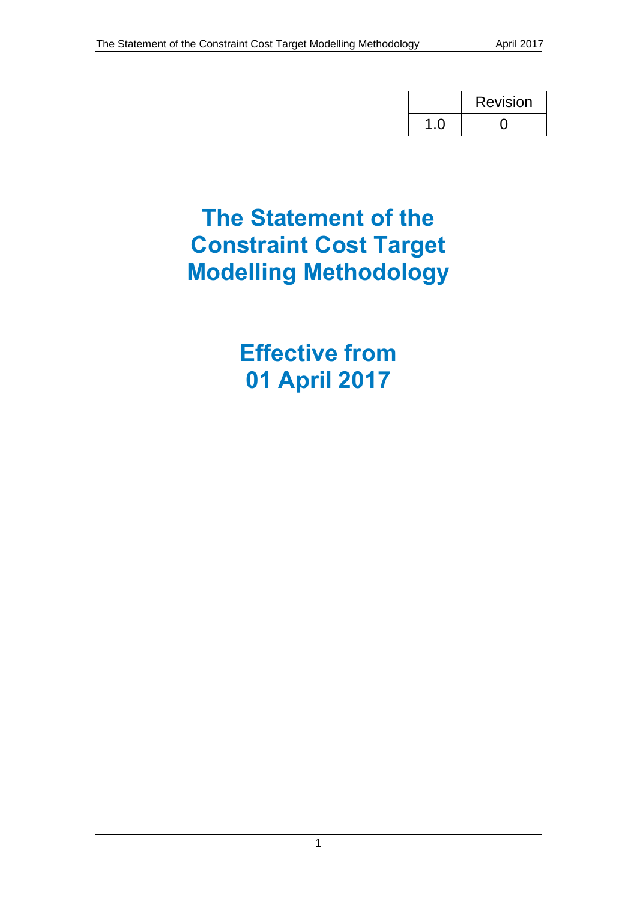| | Revision |
|---|---|
| 1.0 | 0 |

# The Statement of the Constraint Cost Target Modelling Methodology

## Effective from 01 April 2017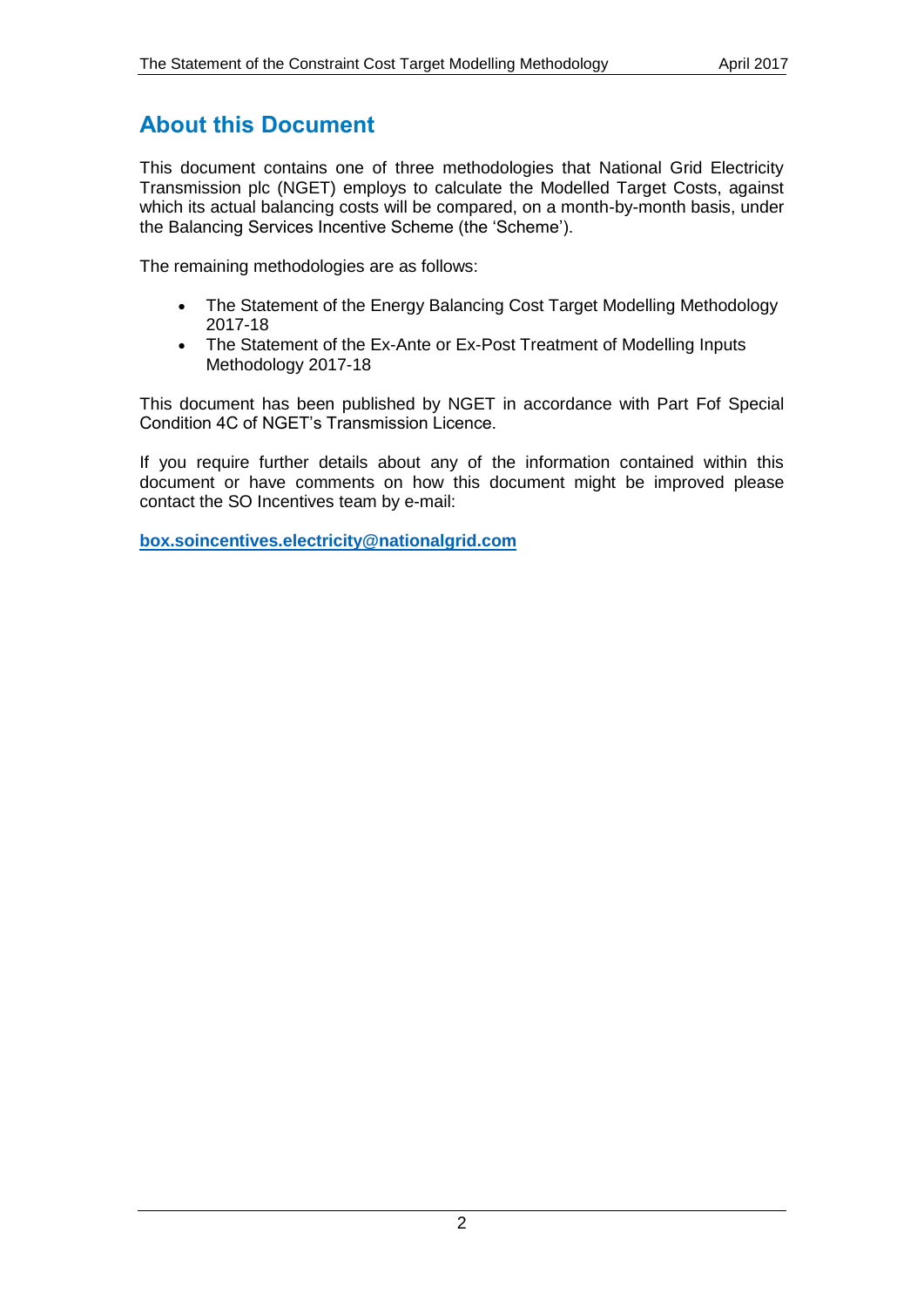## About this Document

This document contains one of three methodologies that National Grid Electricity Transmission plc (NGET) employs to calculate the Modelled Target Costs, against which its actual balancing costs will be compared, on a month-by-month basis, under the Balancing Services Incentive Scheme (the 'Scheme').

The remaining methodologies are as follows:

- The Statement of the Energy Balancing Cost Target Modelling Methodology 2017-18
- The Statement of the Ex-Ante or Ex-Post Treatment of Modelling Inputs Methodology 2017-18

This document has been published by NGET in accordance with Part Fof Special Condition 4C of NGET's Transmission Licence.

If you require further details about any of the information contained within this document or have comments on how this document might be improved please contact the SO Incentives team by e-mail:

**box.soincentives.electricity@nationalgrid.com**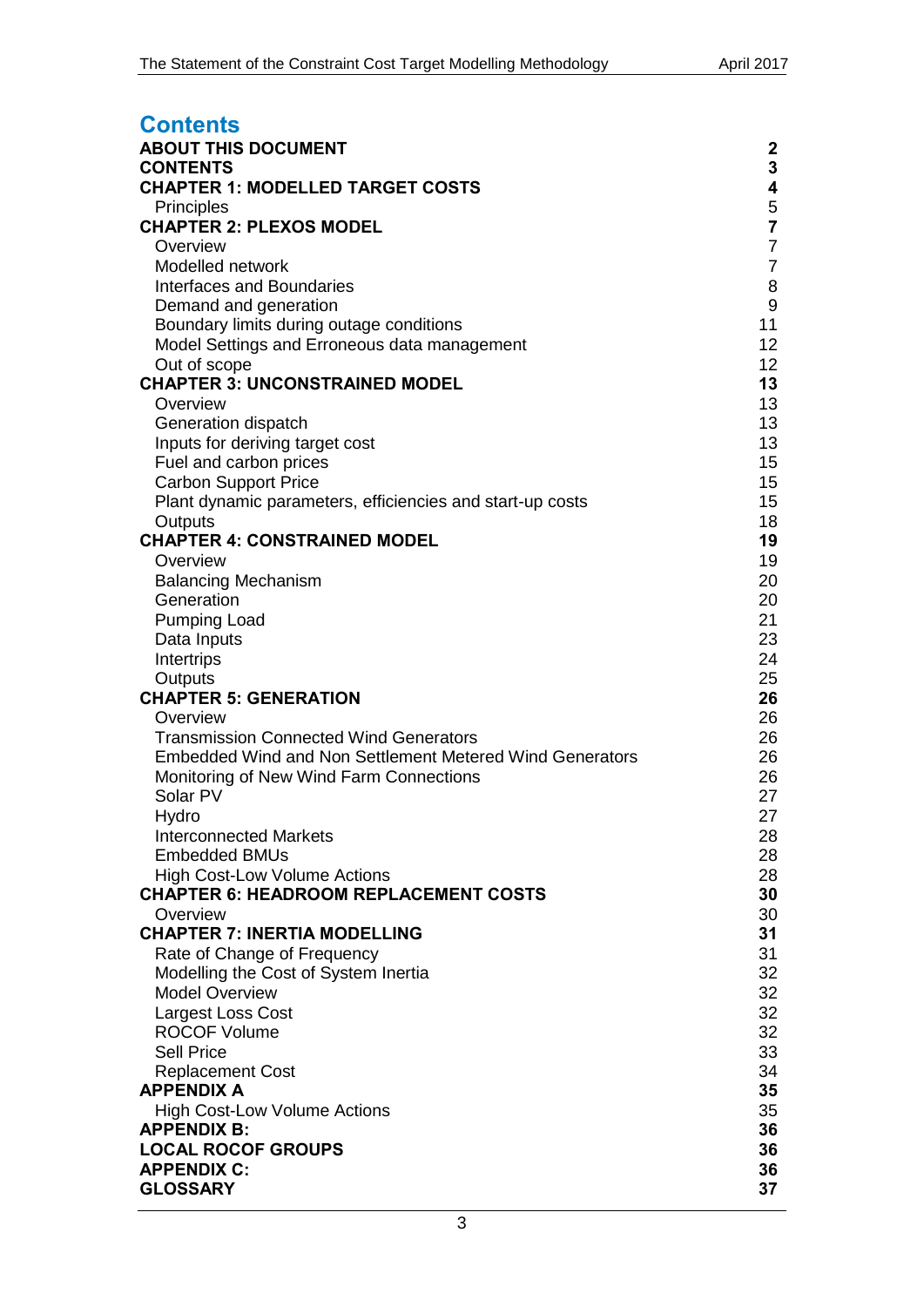# Contents

| | |
|---|---|
| **ABOUT THIS DOCUMENT** | **2** |
| **CONTENTS** | **3** |
| **CHAPTER 1: MODELLED TARGET COSTS** | **4** |
| Principles | 5 |
| **CHAPTER 2: PLEXOS MODEL** | **7** |
| Overview | 7 |
| Modelled network | 7 |
| Interfaces and Boundaries | 8 |
| Demand and generation | 9 |
| Boundary limits during outage conditions | 11 |
| Model Settings and Erroneous data management | 12 |
| Out of scope | 12 |
| **CHAPTER 3: UNCONSTRAINED MODEL** | **13** |
| Overview | 13 |
| Generation dispatch | 13 |
| Inputs for deriving target cost | 13 |
| Fuel and carbon prices | 15 |
| Carbon Support Price | 15 |
| Plant dynamic parameters, efficiencies and start-up costs | 15 |
| Outputs | 18 |
| **CHAPTER 4: CONSTRAINED MODEL** | **19** |
| Overview | 19 |
| Balancing Mechanism | 20 |
| Generation | 20 |
| Pumping Load | 21 |
| Data Inputs | 23 |
| Intertrips | 24 |
| Outputs | 25 |
| **CHAPTER 5: GENERATION** | **26** |
| Overview | 26 |
| Transmission Connected Wind Generators | 26 |
| Embedded Wind and Non Settlement Metered Wind Generators | 26 |
| Monitoring of New Wind Farm Connections | 26 |
| Solar PV | 27 |
| Hydro | 27 |
| Interconnected Markets | 28 |
| Embedded BMUs | 28 |
| High Cost-Low Volume Actions | 28 |
| **CHAPTER 6: HEADROOM REPLACEMENT COSTS** | **30** |
| Overview | 30 |
| **CHAPTER 7: INERTIA MODELLING** | **31** |
| Rate of Change of Frequency | 31 |
| Modelling the Cost of System Inertia | 32 |
| Model Overview | 32 |
| Largest Loss Cost | 32 |
| ROCOF Volume | 32 |
| Sell Price | 33 |
| Replacement Cost | 34 |
| **APPENDIX A** | **35** |
| High Cost-Low Volume Actions | 35 |
| **APPENDIX B:** | **36** |
| **LOCAL ROCOF GROUPS** | **36** |
| **APPENDIX C:** | **36** |
| **GLOSSARY** | **37** |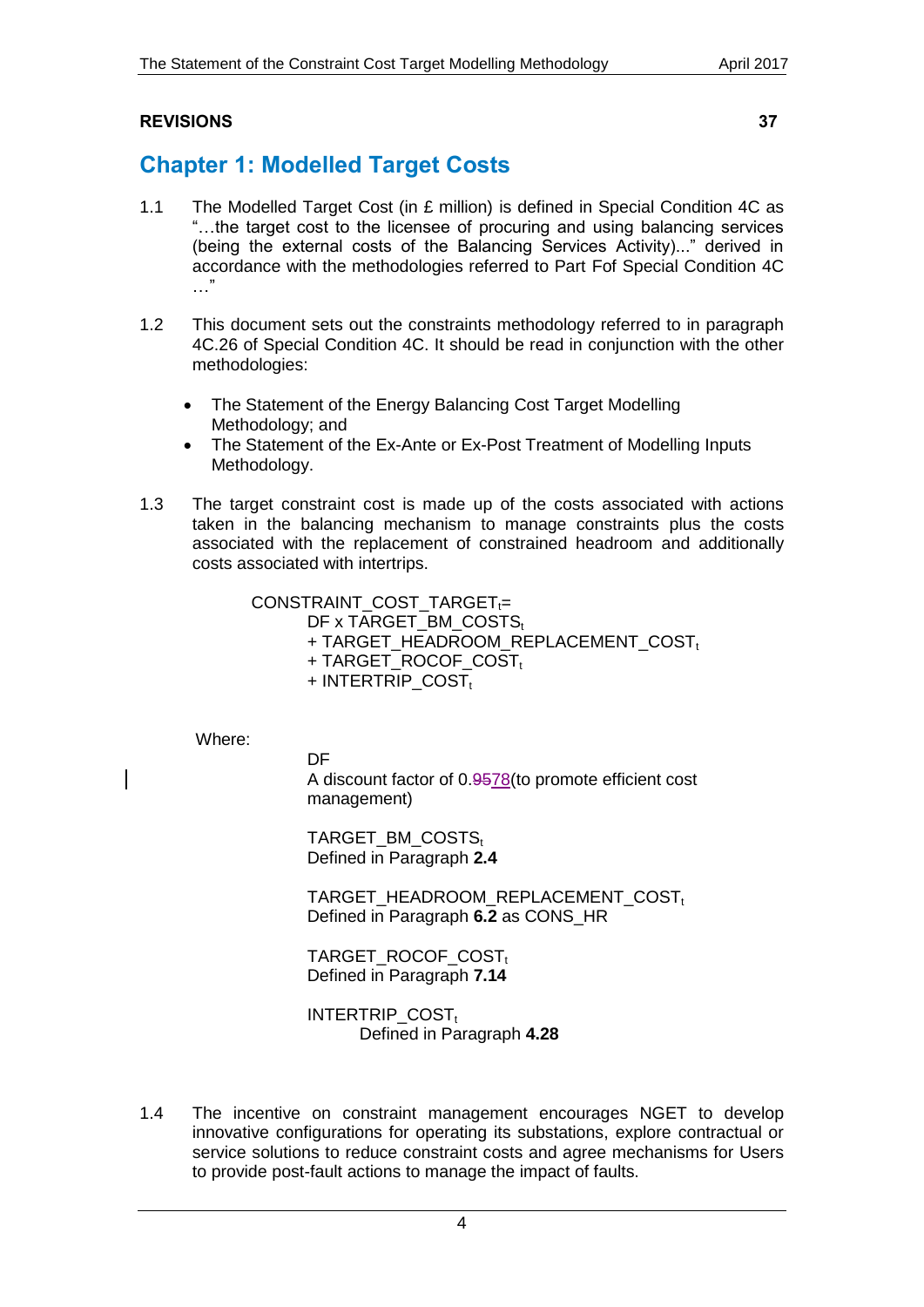**REVISIONS** **37**

# Chapter 1: Modelled Target Costs

1.1 The Modelled Target Cost (in £ million) is defined in Special Condition 4C as "…the target cost to the licensee of procuring and using balancing services (being the external costs of the Balancing Services Activity)..." derived in accordance with the methodologies referred to Part Fof Special Condition 4C …"

1.2 This document sets out the constraints methodology referred to in paragraph 4C.26 of Special Condition 4C. It should be read in conjunction with the other methodologies:

- The Statement of the Energy Balancing Cost Target Modelling Methodology; and
- The Statement of the Ex-Ante or Ex-Post Treatment of Modelling Inputs Methodology.

1.3 The target constraint cost is made up of the costs associated with actions taken in the balancing mechanism to manage constraints plus the costs associated with the replacement of constrained headroom and additionally costs associated with intertrips.

$$
\begin{aligned}
CONSTRAINT\_COST\_TARGET_t = \; & DF \times TARGET\_BM\_COSTS_t \\
& + TARGET\_HEADROOM\_REPLACEMENT\_COST_t \\
& + TARGET\_ROCOF\_COST_t \\
& + INTERTRIP\_COST_t
\end{aligned}
$$

Where:

DF
A discount factor of 0.~~95~~78(to promote efficient cost management)

$TARGET\_BM\_COSTS_t$
Defined in Paragraph **2.4**

$TARGET\_HEADROOM\_REPLACEMENT\_COST_t$
Defined in Paragraph **6.2** as CONS_HR

$TARGET\_ROCOF\_COST_t$
Defined in Paragraph **7.14**

$INTERTRIP\_COST_t$
Defined in Paragraph **4.28**

1.4 The incentive on constraint management encourages NGET to develop innovative configurations for operating its substations, explore contractual or service solutions to reduce constraint costs and agree mechanisms for Users to provide post-fault actions to manage the impact of faults.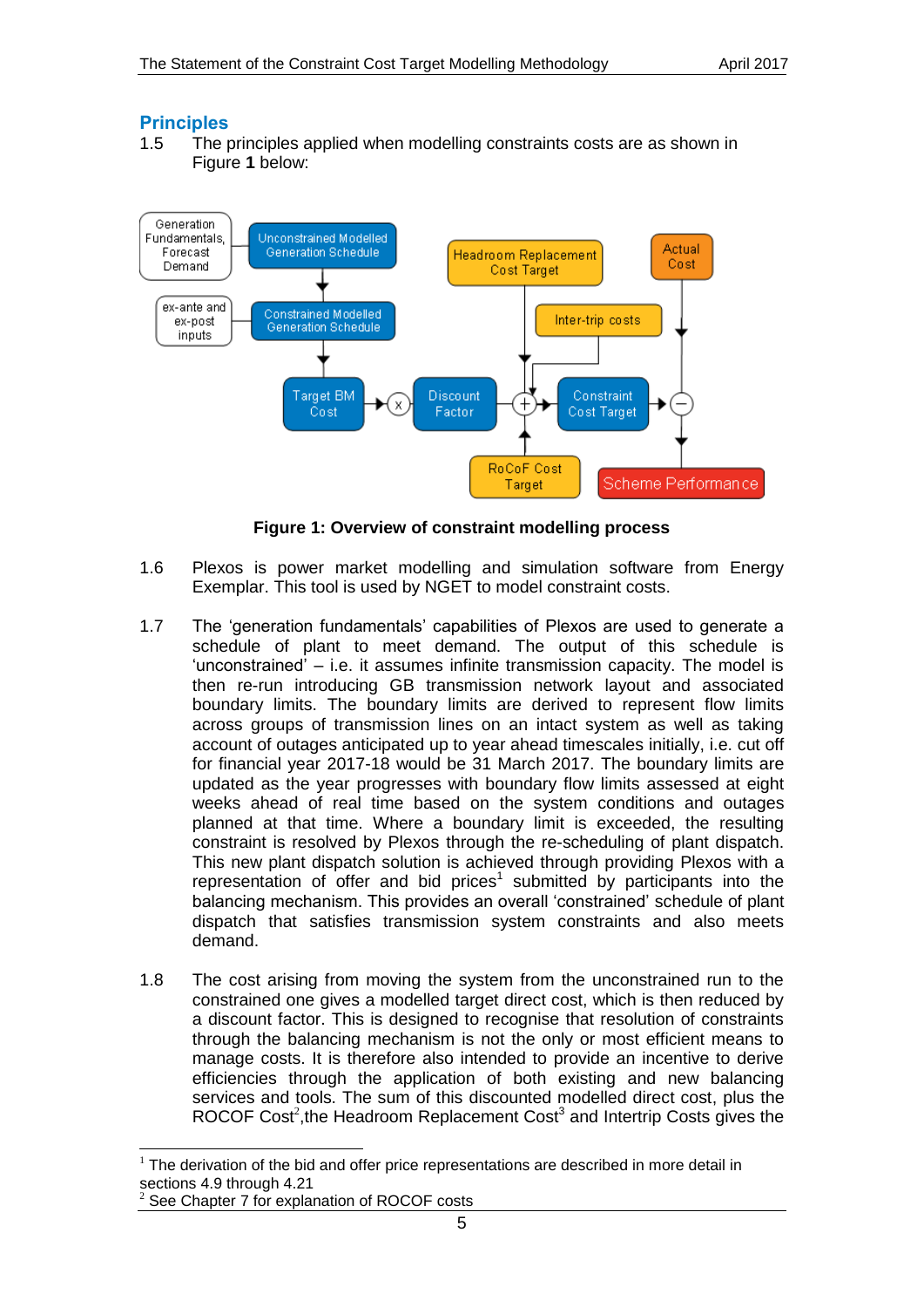## Principles

1.5 The principles applied when modelling constraints costs are as shown in Figure **1** below:

Figure 1: Overview of constraint modelling process

1.6 Plexos is power market modelling and simulation software from Energy Exemplar. This tool is used by NGET to model constraint costs.

1.7 The 'generation fundamentals' capabilities of Plexos are used to generate a schedule of plant to meet demand. The output of this schedule is 'unconstrained' – i.e. it assumes infinite transmission capacity. The model is then re-run introducing GB transmission network layout and associated boundary limits. The boundary limits are derived to represent flow limits across groups of transmission lines on an intact system as well as taking account of outages anticipated up to year ahead timescales initially, i.e. cut off for financial year 2017-18 would be 31 March 2017. The boundary limits are updated as the year progresses with boundary flow limits assessed at eight weeks ahead of real time based on the system conditions and outages planned at that time. Where a boundary limit is exceeded, the resulting constraint is resolved by Plexos through the re-scheduling of plant dispatch. This new plant dispatch solution is achieved through providing Plexos with a representation of offer and bid prices[1] submitted by participants into the balancing mechanism. This provides an overall 'constrained' schedule of plant dispatch that satisfies transmission system constraints and also meets demand.

1.8 The cost arising from moving the system from the unconstrained run to the constrained one gives a modelled target direct cost, which is then reduced by a discount factor. This is designed to recognise that resolution of constraints through the balancing mechanism is not the only or most efficient means to manage costs. It is therefore also intended to provide an incentive to derive efficiencies through the application of both existing and new balancing services and tools. The sum of this discounted modelled direct cost, plus the ROCOF Cost[2],the Headroom Replacement Cost[3] and Intertrip Costs gives the

---

[1] The derivation of the bid and offer price representations are described in more detail in sections 4.9 through 4.21

[2] See Chapter 7 for explanation of ROCOF costs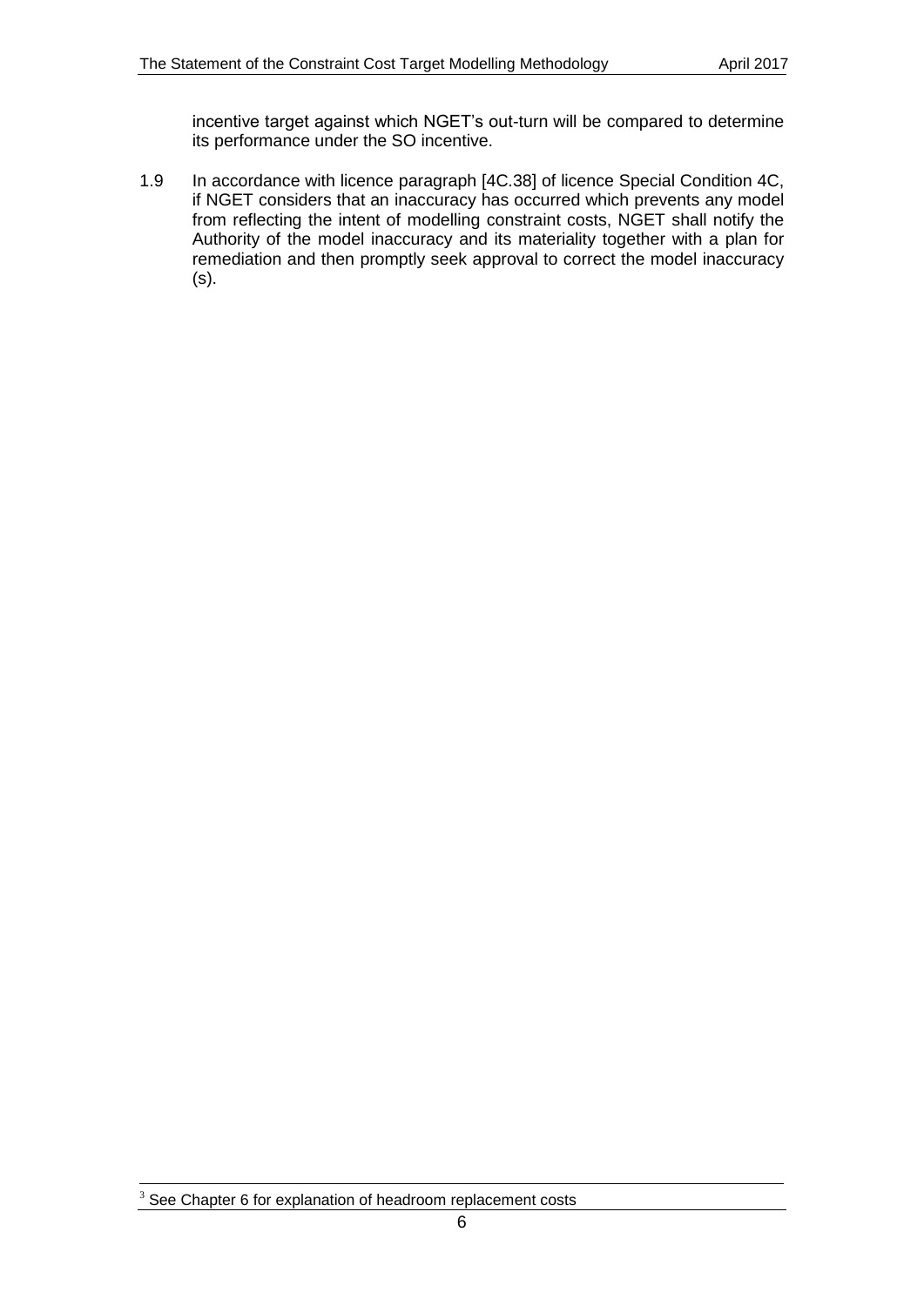incentive target against which NGET's out-turn will be compared to determine its performance under the SO incentive.

1.9 In accordance with licence paragraph [4C.38] of licence Special Condition 4C, if NGET considers that an inaccuracy has occurred which prevents any model from reflecting the intent of modelling constraint costs, NGET shall notify the Authority of the model inaccuracy and its materiality together with a plan for remediation and then promptly seek approval to correct the model inaccuracy (s).

[3] See Chapter 6 for explanation of headroom replacement costs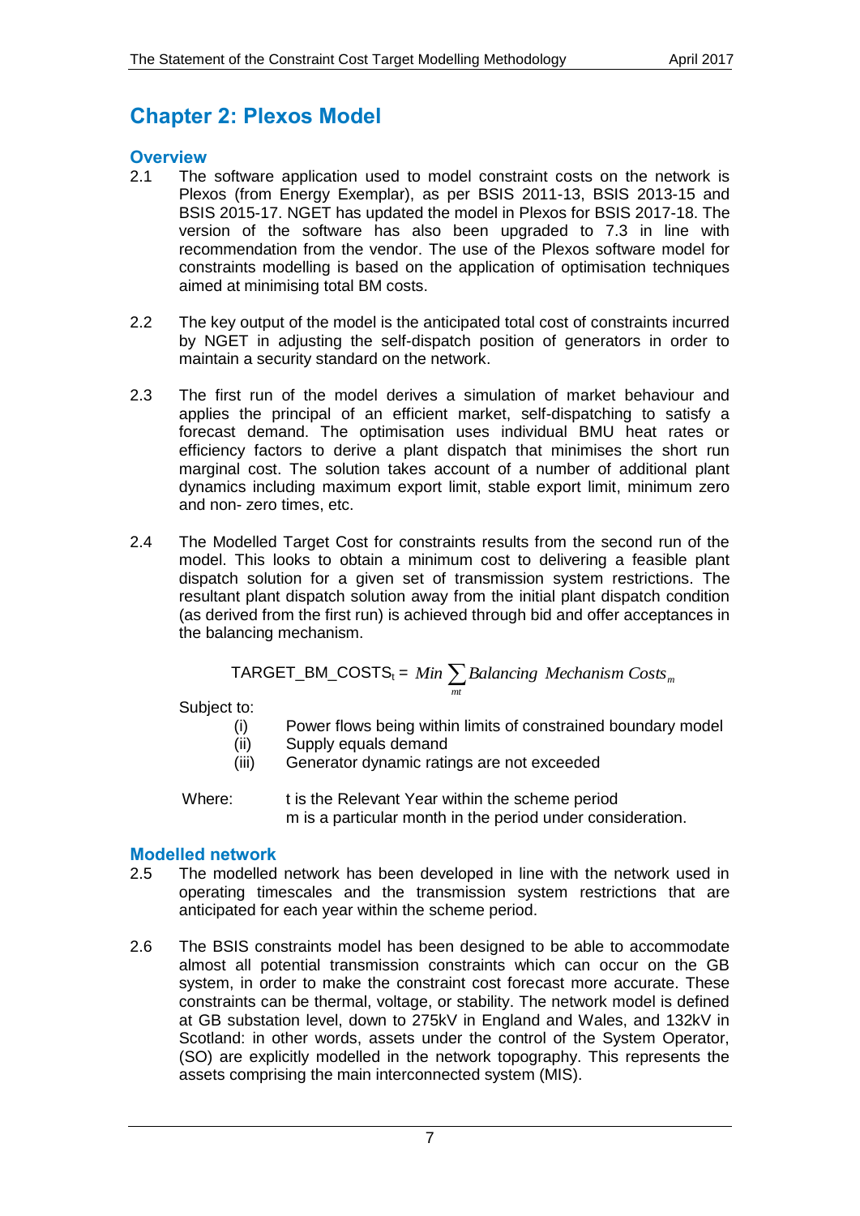# Chapter 2: Plexos Model

## Overview

2.1 The software application used to model constraint costs on the network is Plexos (from Energy Exemplar), as per BSIS 2011-13, BSIS 2013-15 and BSIS 2015-17. NGET has updated the model in Plexos for BSIS 2017-18. The version of the software has also been upgraded to 7.3 in line with recommendation from the vendor. The use of the Plexos software model for constraints modelling is based on the application of optimisation techniques aimed at minimising total BM costs.

2.2 The key output of the model is the anticipated total cost of constraints incurred by NGET in adjusting the self-dispatch position of generators in order to maintain a security standard on the network.

2.3 The first run of the model derives a simulation of market behaviour and applies the principal of an efficient market, self-dispatching to satisfy a forecast demand. The optimisation uses individual BMU heat rates or efficiency factors to derive a plant dispatch that minimises the short run marginal cost. The solution takes account of a number of additional plant dynamics including maximum export limit, stable export limit, minimum zero and non- zero times, etc.

2.4 The Modelled Target Cost for constraints results from the second run of the model. This looks to obtain a minimum cost to delivering a feasible plant dispatch solution for a given set of transmission system restrictions. The resultant plant dispatch solution away from the initial plant dispatch condition (as derived from the first run) is achieved through bid and offer acceptances in the balancing mechanism.

$$\text{TARGET\_BM\_COSTS}_t = Min \sum_{mt} Balancing\ \ Mechanism\ \ Costs_m$$

Subject to:

(i) Power flows being within limits of constrained boundary model
(ii) Supply equals demand
(iii) Generator dynamic ratings are not exceeded

Where: t is the Relevant Year within the scheme period
m is a particular month in the period under consideration.

## Modelled network

2.5 The modelled network has been developed in line with the network used in operating timescales and the transmission system restrictions that are anticipated for each year within the scheme period.

2.6 The BSIS constraints model has been designed to be able to accommodate almost all potential transmission constraints which can occur on the GB system, in order to make the constraint cost forecast more accurate. These constraints can be thermal, voltage, or stability. The network model is defined at GB substation level, down to 275kV in England and Wales, and 132kV in Scotland: in other words, assets under the control of the System Operator, (SO) are explicitly modelled in the network topography. This represents the assets comprising the main interconnected system (MIS).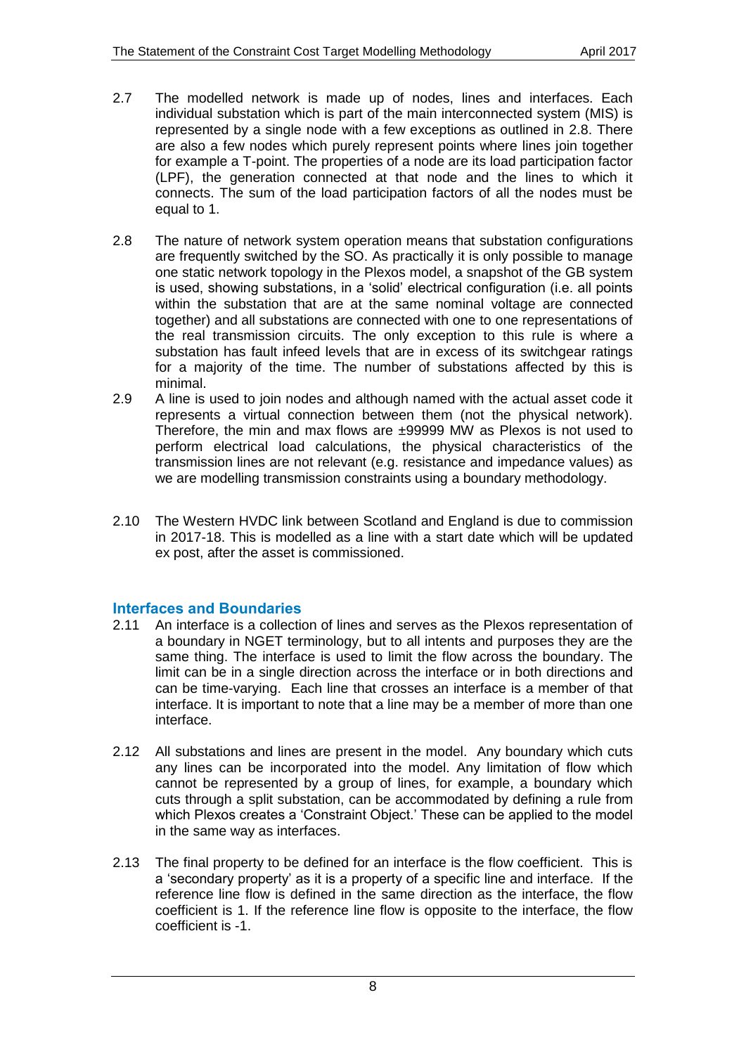2.7 The modelled network is made up of nodes, lines and interfaces. Each individual substation which is part of the main interconnected system (MIS) is represented by a single node with a few exceptions as outlined in 2.8. There are also a few nodes which purely represent points where lines join together for example a T-point. The properties of a node are its load participation factor (LPF), the generation connected at that node and the lines to which it connects. The sum of the load participation factors of all the nodes must be equal to 1.

2.8 The nature of network system operation means that substation configurations are frequently switched by the SO. As practically it is only possible to manage one static network topology in the Plexos model, a snapshot of the GB system is used, showing substations, in a 'solid' electrical configuration (i.e. all points within the substation that are at the same nominal voltage are connected together) and all substations are connected with one to one representations of the real transmission circuits. The only exception to this rule is where a substation has fault infeed levels that are in excess of its switchgear ratings for a majority of the time. The number of substations affected by this is minimal.

2.9 A line is used to join nodes and although named with the actual asset code it represents a virtual connection between them (not the physical network). Therefore, the min and max flows are ±99999 MW as Plexos is not used to perform electrical load calculations, the physical characteristics of the transmission lines are not relevant (e.g. resistance and impedance values) as we are modelling transmission constraints using a boundary methodology.

2.10 The Western HVDC link between Scotland and England is due to commission in 2017-18. This is modelled as a line with a start date which will be updated ex post, after the asset is commissioned.

## Interfaces and Boundaries

2.11 An interface is a collection of lines and serves as the Plexos representation of a boundary in NGET terminology, but to all intents and purposes they are the same thing. The interface is used to limit the flow across the boundary. The limit can be in a single direction across the interface or in both directions and can be time-varying. Each line that crosses an interface is a member of that interface. It is important to note that a line may be a member of more than one interface.

2.12 All substations and lines are present in the model. Any boundary which cuts any lines can be incorporated into the model. Any limitation of flow which cannot be represented by a group of lines, for example, a boundary which cuts through a split substation, can be accommodated by defining a rule from which Plexos creates a 'Constraint Object.' These can be applied to the model in the same way as interfaces.

2.13 The final property to be defined for an interface is the flow coefficient. This is a 'secondary property' as it is a property of a specific line and interface. If the reference line flow is defined in the same direction as the interface, the flow coefficient is 1. If the reference line flow is opposite to the interface, the flow coefficient is -1.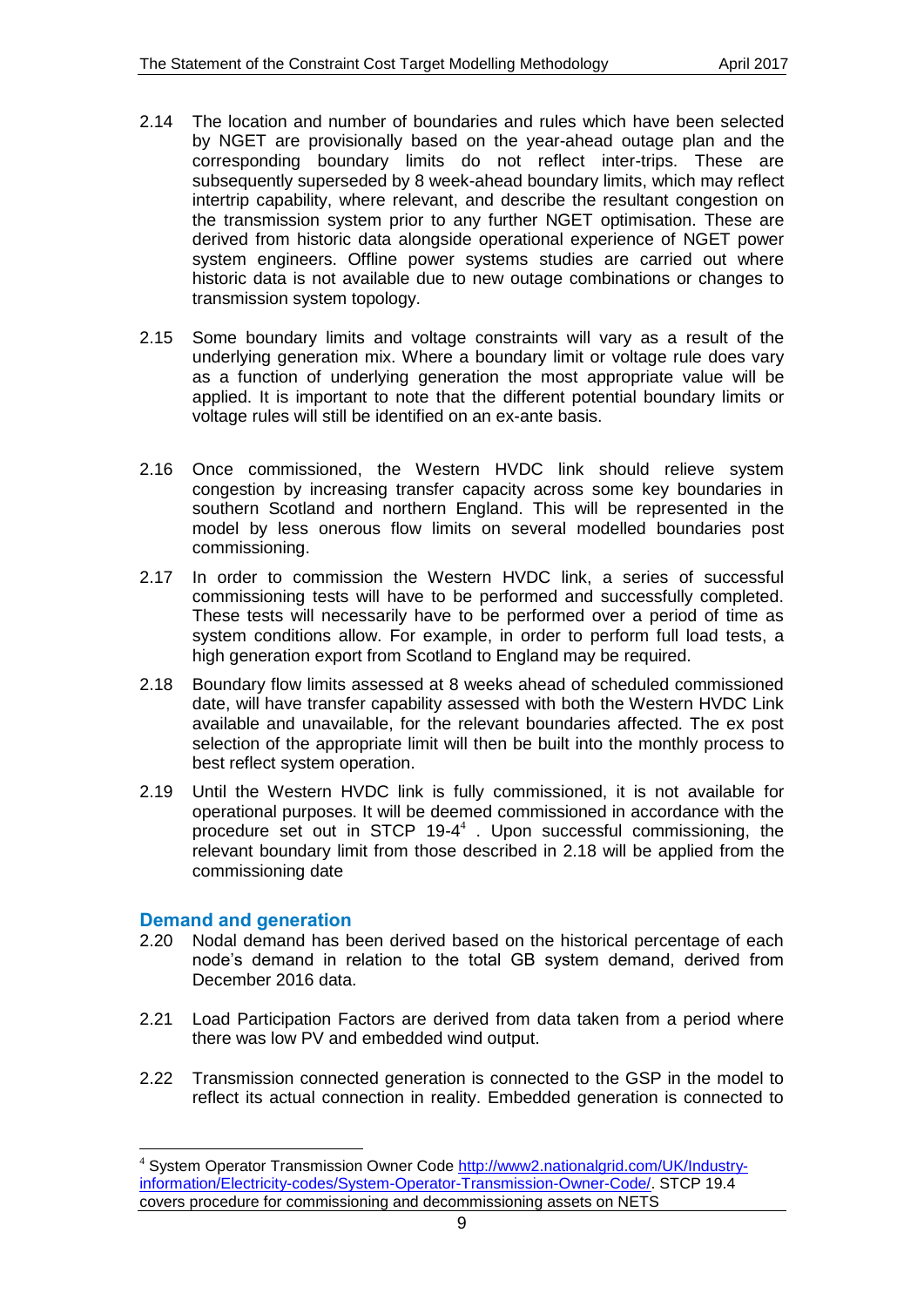2.14 The location and number of boundaries and rules which have been selected by NGET are provisionally based on the year-ahead outage plan and the corresponding boundary limits do not reflect inter-trips. These are subsequently superseded by 8 week-ahead boundary limits, which may reflect intertrip capability, where relevant, and describe the resultant congestion on the transmission system prior to any further NGET optimisation. These are derived from historic data alongside operational experience of NGET power system engineers. Offline power systems studies are carried out where historic data is not available due to new outage combinations or changes to transmission system topology.

2.15 Some boundary limits and voltage constraints will vary as a result of the underlying generation mix. Where a boundary limit or voltage rule does vary as a function of underlying generation the most appropriate value will be applied. It is important to note that the different potential boundary limits or voltage rules will still be identified on an ex-ante basis.

2.16 Once commissioned, the Western HVDC link should relieve system congestion by increasing transfer capacity across some key boundaries in southern Scotland and northern England. This will be represented in the model by less onerous flow limits on several modelled boundaries post commissioning.

2.17 In order to commission the Western HVDC link, a series of successful commissioning tests will have to be performed and successfully completed. These tests will necessarily have to be performed over a period of time as system conditions allow. For example, in order to perform full load tests, a high generation export from Scotland to England may be required.

2.18 Boundary flow limits assessed at 8 weeks ahead of scheduled commissioned date, will have transfer capability assessed with both the Western HVDC Link available and unavailable, for the relevant boundaries affected. The ex post selection of the appropriate limit will then be built into the monthly process to best reflect system operation.

2.19 Until the Western HVDC link is fully commissioned, it is not available for operational purposes. It will be deemed commissioned in accordance with the procedure set out in STCP 19-4[4]. Upon successful commissioning, the relevant boundary limit from those described in 2.18 will be applied from the commissioning date

## Demand and generation

2.20 Nodal demand has been derived based on the historical percentage of each node's demand in relation to the total GB system demand, derived from December 2016 data.

2.21 Load Participation Factors are derived from data taken from a period where there was low PV and embedded wind output.

2.22 Transmission connected generation is connected to the GSP in the model to reflect its actual connection in reality. Embedded generation is connected to

---

[4] System Operator Transmission Owner Code http://www2.nationalgrid.com/UK/Industry-information/Electricity-codes/System-Operator-Transmission-Owner-Code/. STCP 19.4 covers procedure for commissioning and decommissioning assets on NETS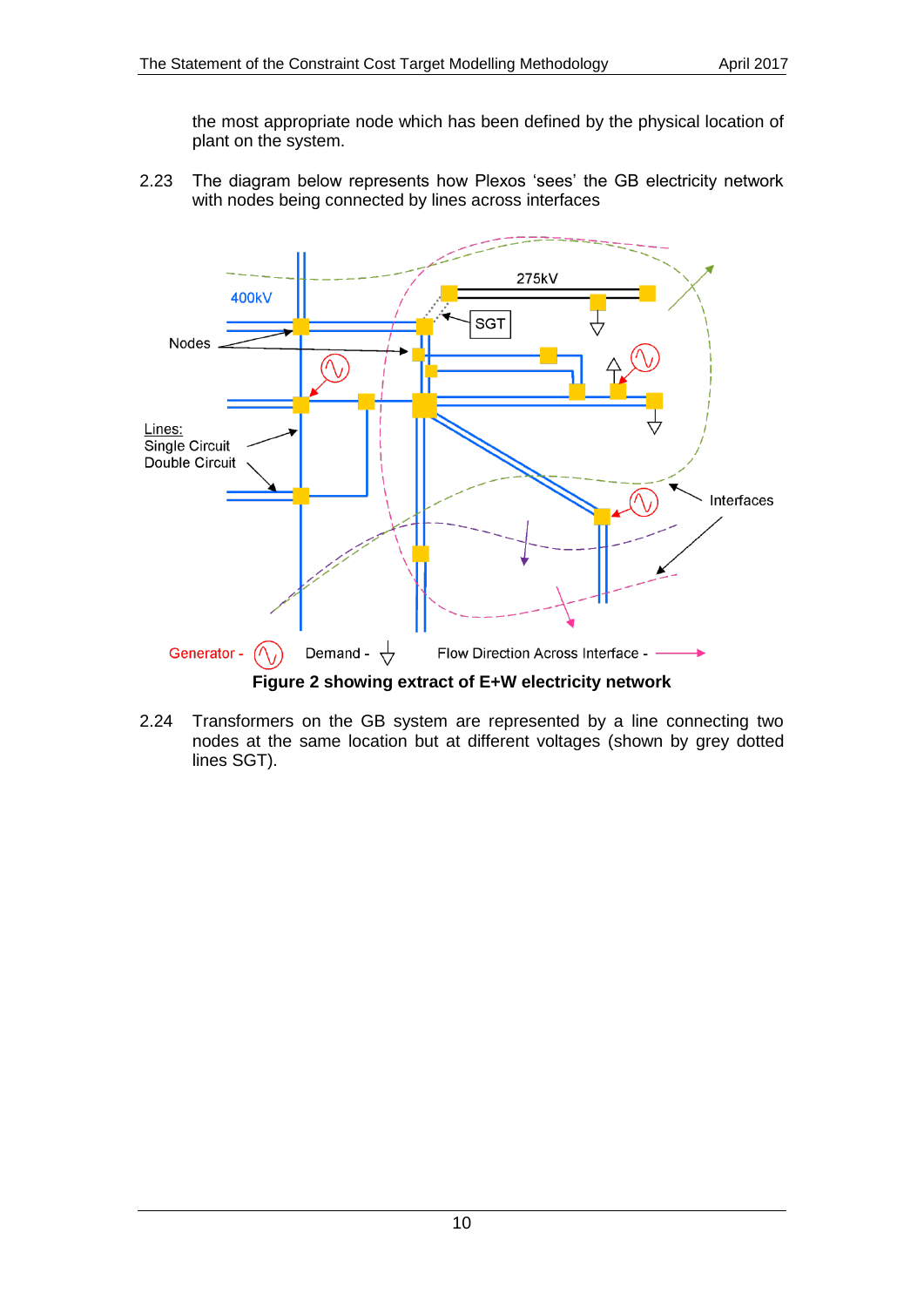the most appropriate node which has been defined by the physical location of plant on the system.

2.23 The diagram below represents how Plexos 'sees' the GB electricity network with nodes being connected by lines across interfaces

**Figure 2 showing extract of E+W electricity network**

2.24 Transformers on the GB system are represented by a line connecting two nodes at the same location but at different voltages (shown by grey dotted lines SGT).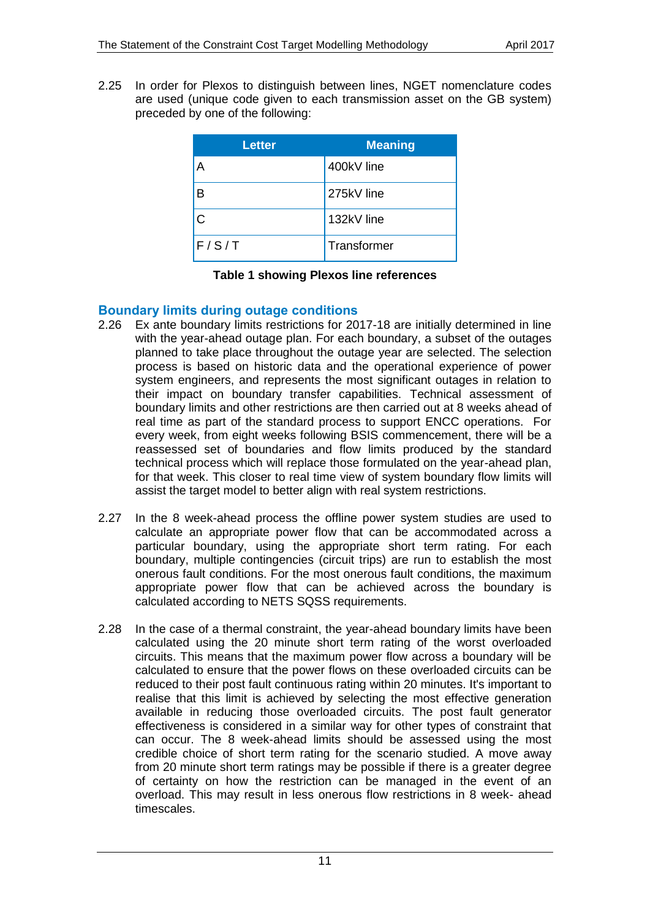2.25 In order for Plexos to distinguish between lines, NGET nomenclature codes are used (unique code given to each transmission asset on the GB system) preceded by one of the following:

| Letter | Meaning |
|---|---|
| A | 400kV line |
| B | 275kV line |
| C | 132kV line |
| F / S / T | Transformer |

**Table 1 showing Plexos line references**

## Boundary limits during outage conditions

2.26 Ex ante boundary limits restrictions for 2017-18 are initially determined in line with the year-ahead outage plan. For each boundary, a subset of the outages planned to take place throughout the outage year are selected. The selection process is based on historic data and the operational experience of power system engineers, and represents the most significant outages in relation to their impact on boundary transfer capabilities. Technical assessment of boundary limits and other restrictions are then carried out at 8 weeks ahead of real time as part of the standard process to support ENCC operations. For every week, from eight weeks following BSIS commencement, there will be a reassessed set of boundaries and flow limits produced by the standard technical process which will replace those formulated on the year-ahead plan, for that week. This closer to real time view of system boundary flow limits will assist the target model to better align with real system restrictions.

2.27 In the 8 week-ahead process the offline power system studies are used to calculate an appropriate power flow that can be accommodated across a particular boundary, using the appropriate short term rating. For each boundary, multiple contingencies (circuit trips) are run to establish the most onerous fault conditions. For the most onerous fault conditions, the maximum appropriate power flow that can be achieved across the boundary is calculated according to NETS SQSS requirements.

2.28 In the case of a thermal constraint, the year-ahead boundary limits have been calculated using the 20 minute short term rating of the worst overloaded circuits. This means that the maximum power flow across a boundary will be calculated to ensure that the power flows on these overloaded circuits can be reduced to their post fault continuous rating within 20 minutes. It's important to realise that this limit is achieved by selecting the most effective generation available in reducing those overloaded circuits. The post fault generator effectiveness is considered in a similar way for other types of constraint that can occur. The 8 week-ahead limits should be assessed using the most credible choice of short term rating for the scenario studied. A move away from 20 minute short term ratings may be possible if there is a greater degree of certainty on how the restriction can be managed in the event of an overload. This may result in less onerous flow restrictions in 8 week- ahead timescales.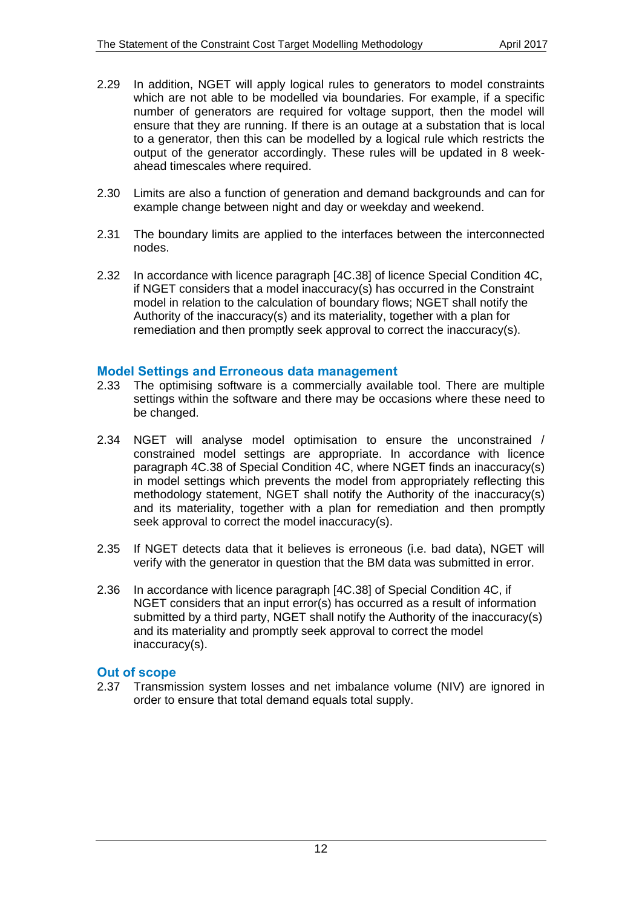2.29 In addition, NGET will apply logical rules to generators to model constraints which are not able to be modelled via boundaries. For example, if a specific number of generators are required for voltage support, then the model will ensure that they are running. If there is an outage at a substation that is local to a generator, then this can be modelled by a logical rule which restricts the output of the generator accordingly. These rules will be updated in 8 week-ahead timescales where required.

2.30 Limits are also a function of generation and demand backgrounds and can for example change between night and day or weekday and weekend.

2.31 The boundary limits are applied to the interfaces between the interconnected nodes.

2.32 In accordance with licence paragraph [4C.38] of licence Special Condition 4C, if NGET considers that a model inaccuracy(s) has occurred in the Constraint model in relation to the calculation of boundary flows; NGET shall notify the Authority of the inaccuracy(s) and its materiality, together with a plan for remediation and then promptly seek approval to correct the inaccuracy(s).

## Model Settings and Erroneous data management

2.33 The optimising software is a commercially available tool. There are multiple settings within the software and there may be occasions where these need to be changed.

2.34 NGET will analyse model optimisation to ensure the unconstrained / constrained model settings are appropriate. In accordance with licence paragraph 4C.38 of Special Condition 4C, where NGET finds an inaccuracy(s) in model settings which prevents the model from appropriately reflecting this methodology statement, NGET shall notify the Authority of the inaccuracy(s) and its materiality, together with a plan for remediation and then promptly seek approval to correct the model inaccuracy(s).

2.35 If NGET detects data that it believes is erroneous (i.e. bad data), NGET will verify with the generator in question that the BM data was submitted in error.

2.36 In accordance with licence paragraph [4C.38] of Special Condition 4C, if NGET considers that an input error(s) has occurred as a result of information submitted by a third party, NGET shall notify the Authority of the inaccuracy(s) and its materiality and promptly seek approval to correct the model inaccuracy(s).

## Out of scope

2.37 Transmission system losses and net imbalance volume (NIV) are ignored in order to ensure that total demand equals total supply.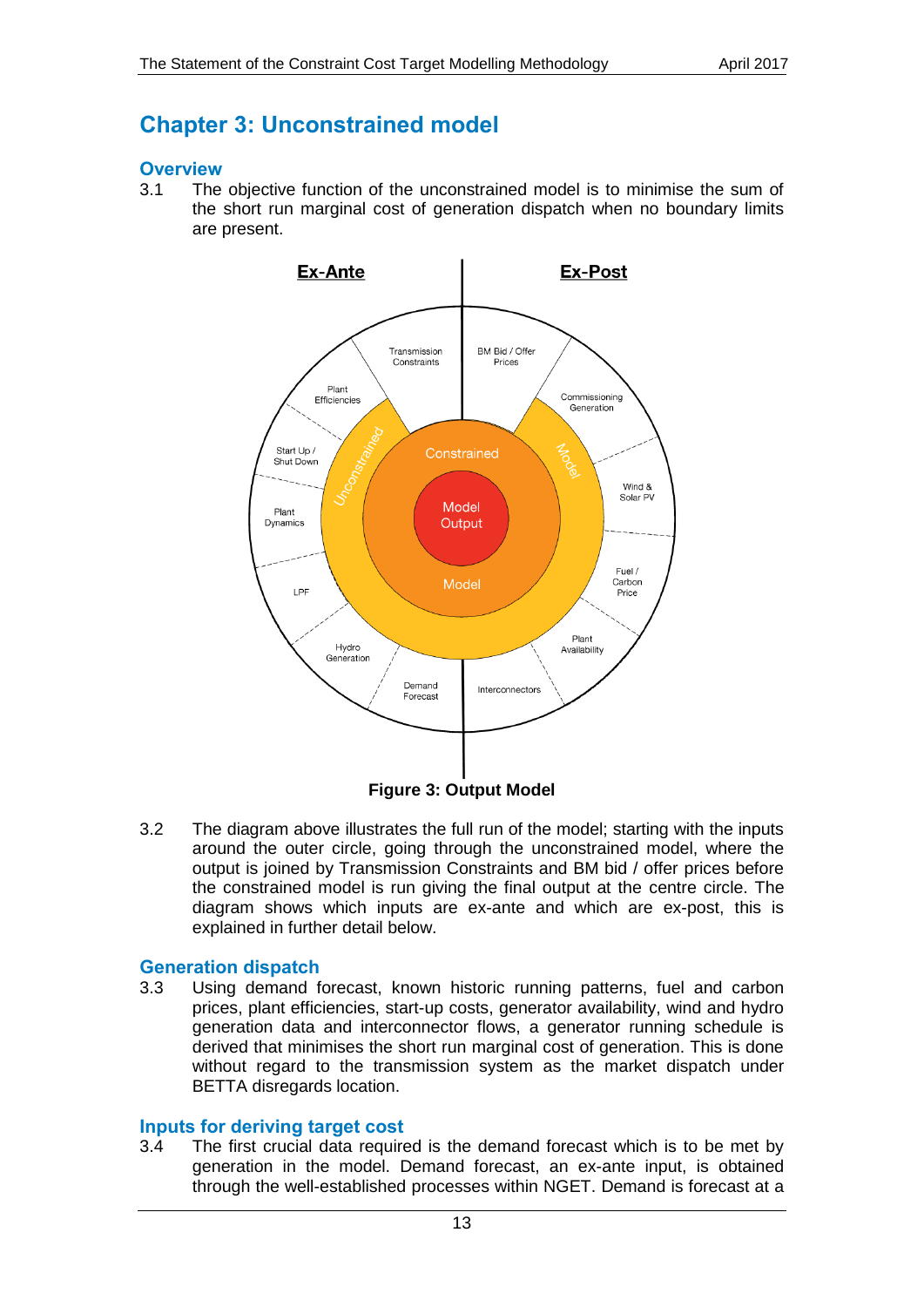# Chapter 3: Unconstrained model

## Overview

3.1 The objective function of the unconstrained model is to minimise the sum of the short run marginal cost of generation dispatch when no boundary limits are present.

**Figure 3: Output Model**

3.2 The diagram above illustrates the full run of the model; starting with the inputs around the outer circle, going through the unconstrained model, where the output is joined by Transmission Constraints and BM bid / offer prices before the constrained model is run giving the final output at the centre circle. The diagram shows which inputs are ex-ante and which are ex-post, this is explained in further detail below.

## Generation dispatch

3.3 Using demand forecast, known historic running patterns, fuel and carbon prices, plant efficiencies, start-up costs, generator availability, wind and hydro generation data and interconnector flows, a generator running schedule is derived that minimises the short run marginal cost of generation. This is done without regard to the transmission system as the market dispatch under BETTA disregards location.

## Inputs for deriving target cost

3.4 The first crucial data required is the demand forecast which is to be met by generation in the model. Demand forecast, an ex-ante input, is obtained through the well-established processes within NGET. Demand is forecast at a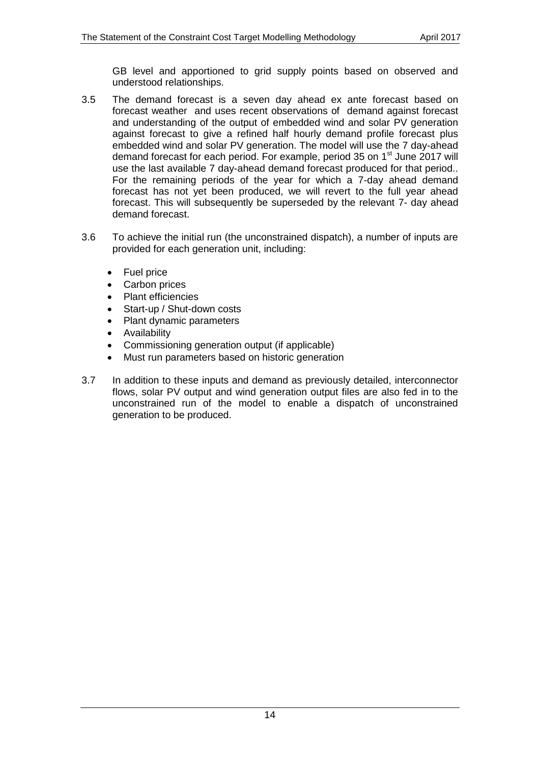GB level and apportioned to grid supply points based on observed and understood relationships.

3.5 The demand forecast is a seven day ahead ex ante forecast based on forecast weather and uses recent observations of demand against forecast and understanding of the output of embedded wind and solar PV generation against forecast to give a refined half hourly demand profile forecast plus embedded wind and solar PV generation. The model will use the 7 day-ahead demand forecast for each period. For example, period 35 on 1st June 2017 will use the last available 7 day-ahead demand forecast produced for that period.. For the remaining periods of the year for which a 7-day ahead demand forecast has not yet been produced, we will revert to the full year ahead forecast. This will subsequently be superseded by the relevant 7- day ahead demand forecast.

3.6 To achieve the initial run (the unconstrained dispatch), a number of inputs are provided for each generation unit, including:

- Fuel price
- Carbon prices
- Plant efficiencies
- Start-up / Shut-down costs
- Plant dynamic parameters
- Availability
- Commissioning generation output (if applicable)
- Must run parameters based on historic generation

3.7 In addition to these inputs and demand as previously detailed, interconnector flows, solar PV output and wind generation output files are also fed in to the unconstrained run of the model to enable a dispatch of unconstrained generation to be produced.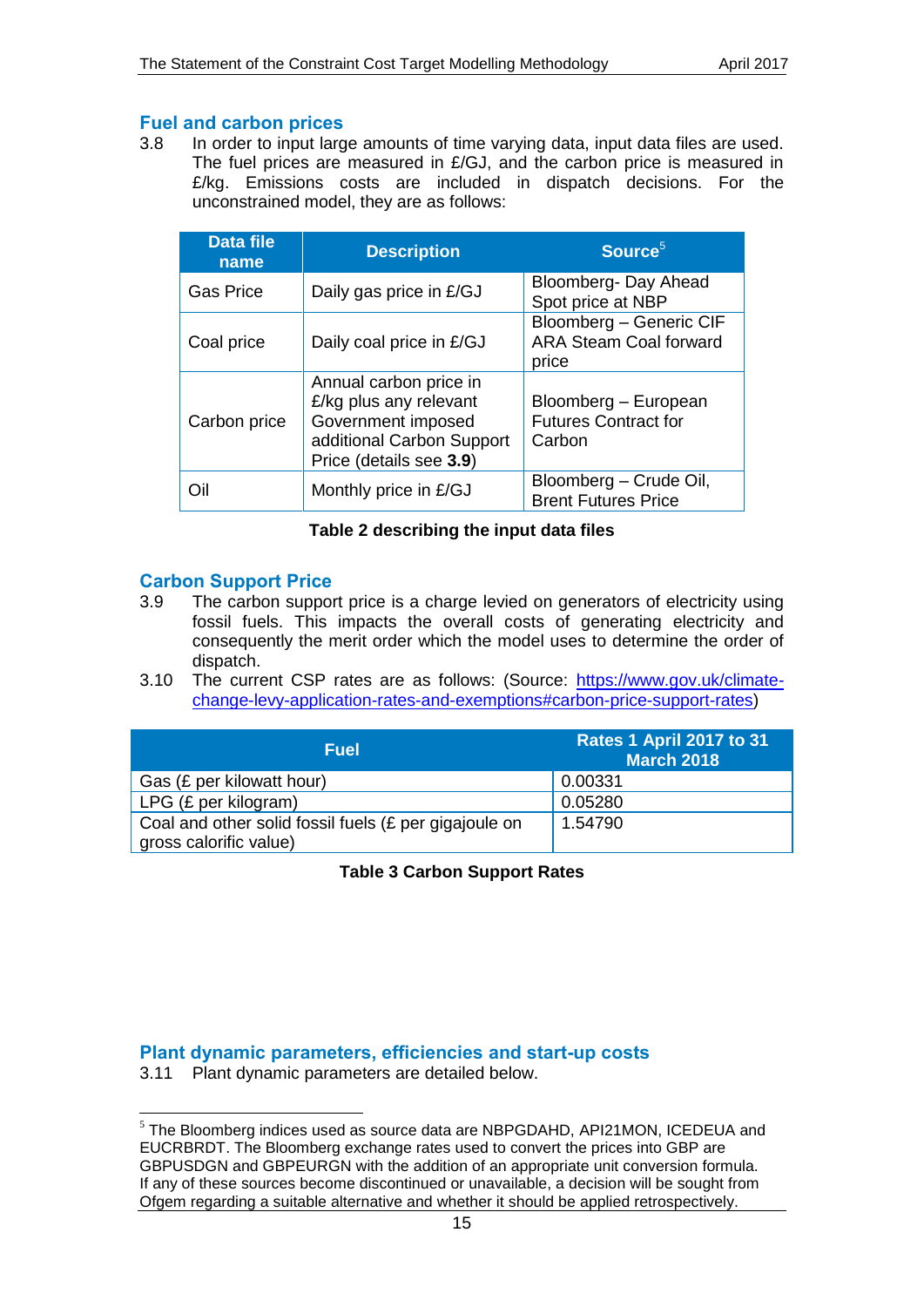## Fuel and carbon prices

3.8 In order to input large amounts of time varying data, input data files are used. The fuel prices are measured in £/GJ, and the carbon price is measured in £/kg. Emissions costs are included in dispatch decisions. For the unconstrained model, they are as follows:

| Data file name | Description | Source[5] |
|---|---|---|
| Gas Price | Daily gas price in £/GJ | Bloomberg- Day Ahead Spot price at NBP |
| Coal price | Daily coal price in £/GJ | Bloomberg – Generic CIF ARA Steam Coal forward price |
| Carbon price | Annual carbon price in £/kg plus any relevant Government imposed additional Carbon Support Price (details see **3.9**) | Bloomberg – European Futures Contract for Carbon |
| Oil | Monthly price in £/GJ | Bloomberg – Crude Oil, Brent Futures Price |

**Table 2 describing the input data files**

## Carbon Support Price

3.9 The carbon support price is a charge levied on generators of electricity using fossil fuels. This impacts the overall costs of generating electricity and consequently the merit order which the model uses to determine the order of dispatch.

3.10 The current CSP rates are as follows: (Source: https://www.gov.uk/climate-change-levy-application-rates-and-exemptions#carbon-price-support-rates)

| Fuel | Rates 1 April 2017 to 31 March 2018 |
|---|---|
| Gas (£ per kilowatt hour) | 0.00331 |
| LPG (£ per kilogram) | 0.05280 |
| Coal and other solid fossil fuels (£ per gigajoule on gross calorific value) | 1.54790 |

**Table 3 Carbon Support Rates**

## Plant dynamic parameters, efficiencies and start-up costs

3.11 Plant dynamic parameters are detailed below.

[5] The Bloomberg indices used as source data are NBPGDAHD, API21MON, ICEDEUA and EUCRBRDT. The Bloomberg exchange rates used to convert the prices into GBP are GBPUSDGN and GBPEURGN with the addition of an appropriate unit conversion formula. If any of these sources become discontinued or unavailable, a decision will be sought from Ofgem regarding a suitable alternative and whether it should be applied retrospectively.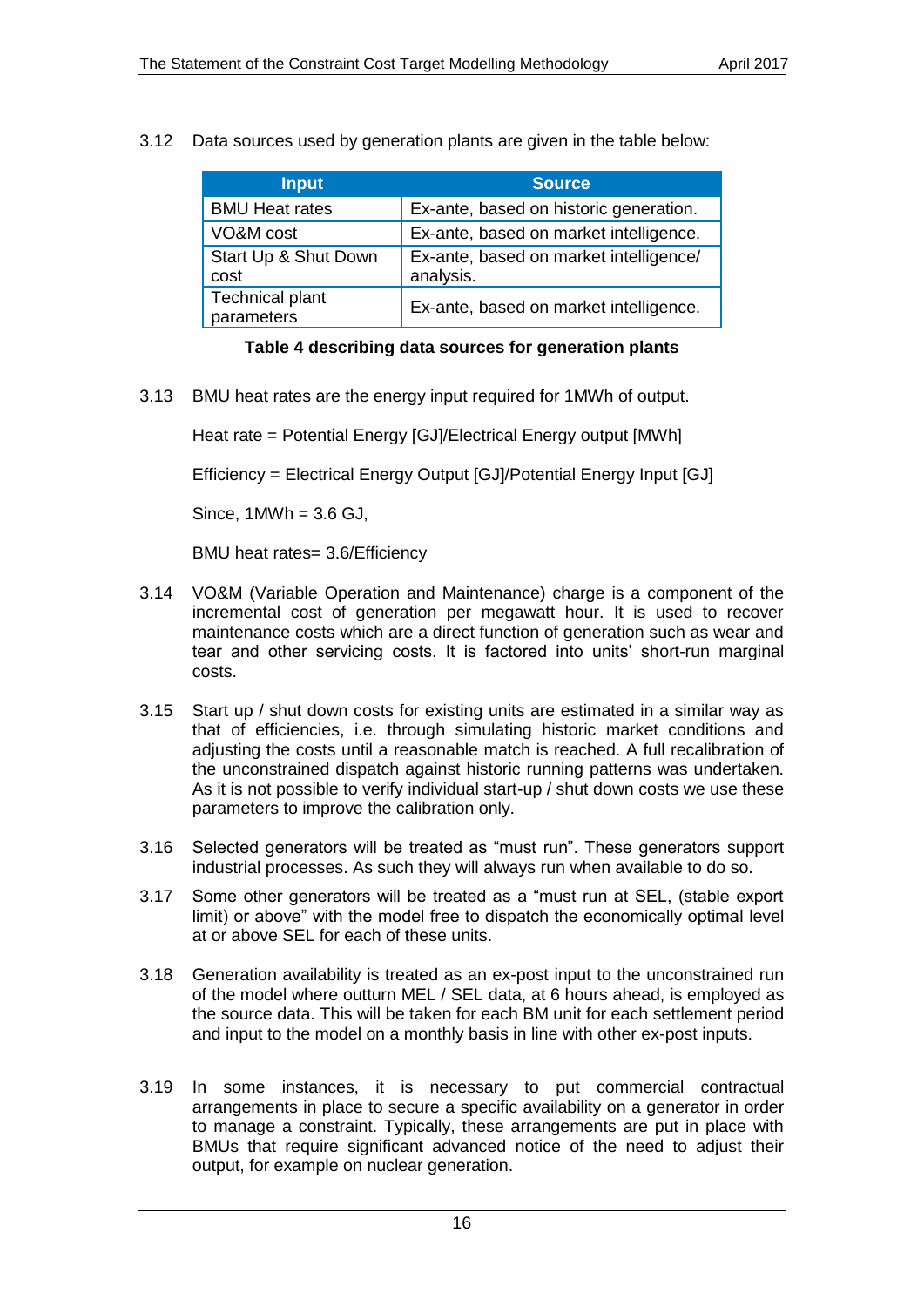3.12 Data sources used by generation plants are given in the table below:

| Input | Source |
|---|---|
| BMU Heat rates | Ex-ante, based on historic generation. |
| VO&M cost | Ex-ante, based on market intelligence. |
| Start Up & Shut Down cost | Ex-ante, based on market intelligence/ analysis. |
| Technical plant parameters | Ex-ante, based on market intelligence. |

**Table 4 describing data sources for generation plants**

3.13 BMU heat rates are the energy input required for 1MWh of output.

Heat rate = Potential Energy [GJ]/Electrical Energy output [MWh]

Efficiency = Electrical Energy Output [GJ]/Potential Energy Input [GJ]

Since, 1MWh = 3.6 GJ,

BMU heat rates= 3.6/Efficiency

3.14 VO&M (Variable Operation and Maintenance) charge is a component of the incremental cost of generation per megawatt hour. It is used to recover maintenance costs which are a direct function of generation such as wear and tear and other servicing costs. It is factored into units' short-run marginal costs.

3.15 Start up / shut down costs for existing units are estimated in a similar way as that of efficiencies, i.e. through simulating historic market conditions and adjusting the costs until a reasonable match is reached. A full recalibration of the unconstrained dispatch against historic running patterns was undertaken. As it is not possible to verify individual start-up / shut down costs we use these parameters to improve the calibration only.

3.16 Selected generators will be treated as "must run". These generators support industrial processes. As such they will always run when available to do so.

3.17 Some other generators will be treated as a "must run at SEL, (stable export limit) or above" with the model free to dispatch the economically optimal level at or above SEL for each of these units.

3.18 Generation availability is treated as an ex-post input to the unconstrained run of the model where outturn MEL / SEL data, at 6 hours ahead, is employed as the source data. This will be taken for each BM unit for each settlement period and input to the model on a monthly basis in line with other ex-post inputs.

3.19 In some instances, it is necessary to put commercial contractual arrangements in place to secure a specific availability on a generator in order to manage a constraint. Typically, these arrangements are put in place with BMUs that require significant advanced notice of the need to adjust their output, for example on nuclear generation.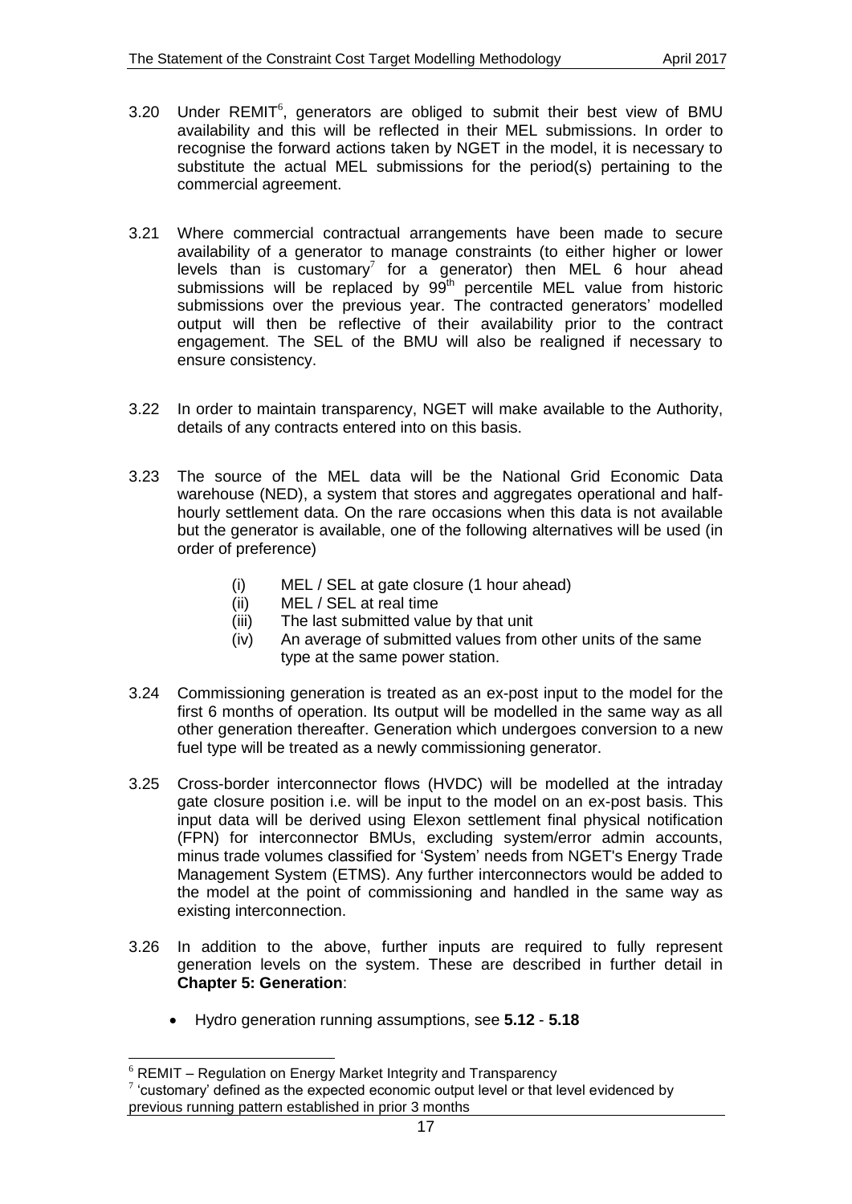3.20 Under REMIT[6], generators are obliged to submit their best view of BMU availability and this will be reflected in their MEL submissions. In order to recognise the forward actions taken by NGET in the model, it is necessary to substitute the actual MEL submissions for the period(s) pertaining to the commercial agreement.

3.21 Where commercial contractual arrangements have been made to secure availability of a generator to manage constraints (to either higher or lower levels than is customary[7] for a generator) then MEL 6 hour ahead submissions will be replaced by 99$^{th}$ percentile MEL value from historic submissions over the previous year. The contracted generators' modelled output will then be reflective of their availability prior to the contract engagement. The SEL of the BMU will also be realigned if necessary to ensure consistency.

3.22 In order to maintain transparency, NGET will make available to the Authority, details of any contracts entered into on this basis.

3.23 The source of the MEL data will be the National Grid Economic Data warehouse (NED), a system that stores and aggregates operational and half-hourly settlement data. On the rare occasions when this data is not available but the generator is available, one of the following alternatives will be used (in order of preference)

   (i) MEL / SEL at gate closure (1 hour ahead)
   (ii) MEL / SEL at real time
   (iii) The last submitted value by that unit
   (iv) An average of submitted values from other units of the same type at the same power station.

3.24 Commissioning generation is treated as an ex-post input to the model for the first 6 months of operation. Its output will be modelled in the same way as all other generation thereafter. Generation which undergoes conversion to a new fuel type will be treated as a newly commissioning generator.

3.25 Cross-border interconnector flows (HVDC) will be modelled at the intraday gate closure position i.e. will be input to the model on an ex-post basis. This input data will be derived using Elexon settlement final physical notification (FPN) for interconnector BMUs, excluding system/error admin accounts, minus trade volumes classified for 'System' needs from NGET's Energy Trade Management System (ETMS). Any further interconnectors would be added to the model at the point of commissioning and handled in the same way as existing interconnection.

3.26 In addition to the above, further inputs are required to fully represent generation levels on the system. These are described in further detail in **Chapter 5: Generation**:

- Hydro generation running assumptions, see **5.12** - **5.18**

---

[6] REMIT – Regulation on Energy Market Integrity and Transparency

[7] 'customary' defined as the expected economic output level or that level evidenced by previous running pattern established in prior 3 months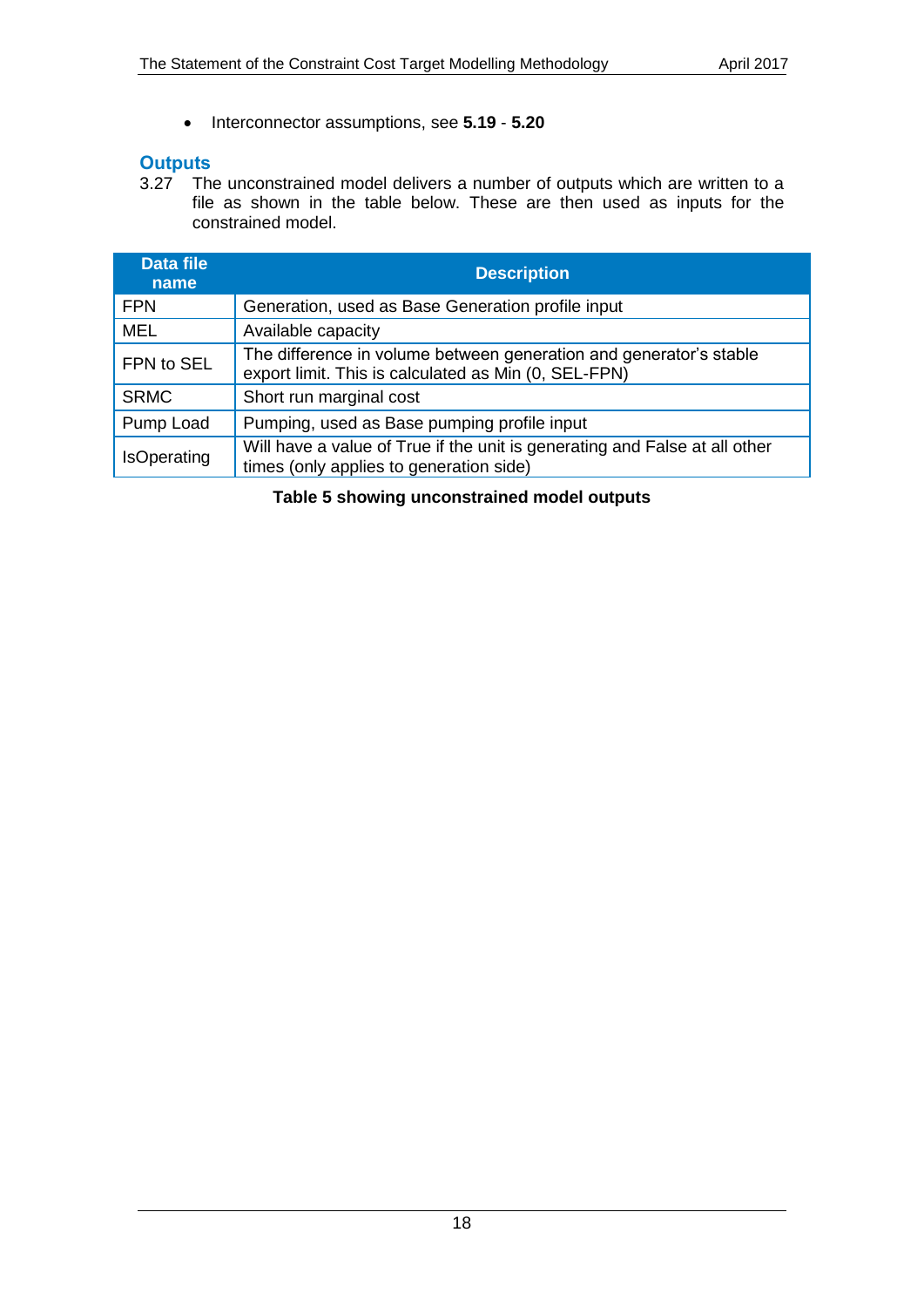- Interconnector assumptions, see **5.19** - **5.20**

## Outputs

3.27 The unconstrained model delivers a number of outputs which are written to a file as shown in the table below. These are then used as inputs for the constrained model.

| Data file name | Description |
|---|---|
| FPN | Generation, used as Base Generation profile input |
| MEL | Available capacity |
| FPN to SEL | The difference in volume between generation and generator's stable export limit. This is calculated as Min (0, SEL-FPN) |
| SRMC | Short run marginal cost |
| Pump Load | Pumping, used as Base pumping profile input |
| IsOperating | Will have a value of True if the unit is generating and False at all other times (only applies to generation side) |

**Table 5 showing unconstrained model outputs**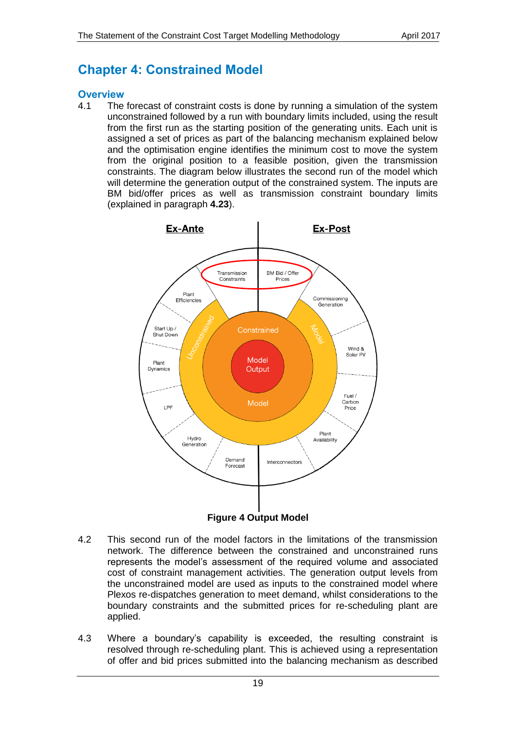# Chapter 4: Constrained Model

## Overview

4.1 The forecast of constraint costs is done by running a simulation of the system unconstrained followed by a run with boundary limits included, using the result from the first run as the starting position of the generating units. Each unit is assigned a set of prices as part of the balancing mechanism explained below and the optimisation engine identifies the minimum cost to move the system from the original position to a feasible position, given the transmission constraints. The diagram below illustrates the second run of the model which will determine the generation output of the constrained system. The inputs are BM bid/offer prices as well as transmission constraint boundary limits (explained in paragraph **4.23**).

**Figure 4 Output Model**

4.2 This second run of the model factors in the limitations of the transmission network. The difference between the constrained and unconstrained runs represents the model's assessment of the required volume and associated cost of constraint management activities. The generation output levels from the unconstrained model are used as inputs to the constrained model where Plexos re-dispatches generation to meet demand, whilst considerations to the boundary constraints and the submitted prices for re-scheduling plant are applied.

4.3 Where a boundary's capability is exceeded, the resulting constraint is resolved through re-scheduling plant. This is achieved using a representation of offer and bid prices submitted into the balancing mechanism as described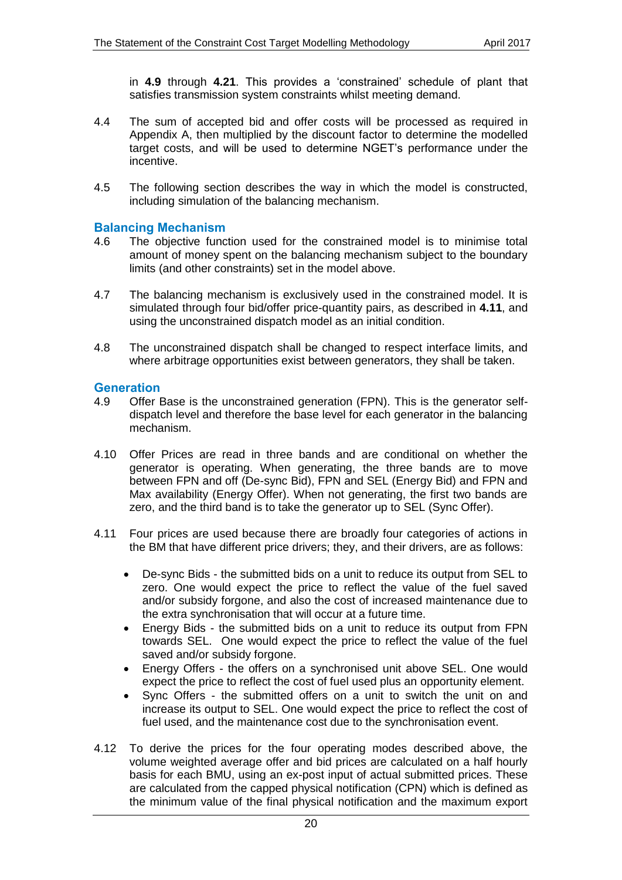in **4.9** through **4.21**. This provides a 'constrained' schedule of plant that satisfies transmission system constraints whilst meeting demand.

4.4 The sum of accepted bid and offer costs will be processed as required in Appendix A, then multiplied by the discount factor to determine the modelled target costs, and will be used to determine NGET's performance under the incentive.

4.5 The following section describes the way in which the model is constructed, including simulation of the balancing mechanism.

## Balancing Mechanism

4.6 The objective function used for the constrained model is to minimise total amount of money spent on the balancing mechanism subject to the boundary limits (and other constraints) set in the model above.

4.7 The balancing mechanism is exclusively used in the constrained model. It is simulated through four bid/offer price-quantity pairs, as described in **4.11**, and using the unconstrained dispatch model as an initial condition.

4.8 The unconstrained dispatch shall be changed to respect interface limits, and where arbitrage opportunities exist between generators, they shall be taken.

## Generation

4.9 Offer Base is the unconstrained generation (FPN). This is the generator self-dispatch level and therefore the base level for each generator in the balancing mechanism.

4.10 Offer Prices are read in three bands and are conditional on whether the generator is operating. When generating, the three bands are to move between FPN and off (De-sync Bid), FPN and SEL (Energy Bid) and FPN and Max availability (Energy Offer). When not generating, the first two bands are zero, and the third band is to take the generator up to SEL (Sync Offer).

4.11 Four prices are used because there are broadly four categories of actions in the BM that have different price drivers; they, and their drivers, are as follows:

- De-sync Bids - the submitted bids on a unit to reduce its output from SEL to zero. One would expect the price to reflect the value of the fuel saved and/or subsidy forgone, and also the cost of increased maintenance due to the extra synchronisation that will occur at a future time.
- Energy Bids - the submitted bids on a unit to reduce its output from FPN towards SEL. One would expect the price to reflect the value of the fuel saved and/or subsidy forgone.
- Energy Offers - the offers on a synchronised unit above SEL. One would expect the price to reflect the cost of fuel used plus an opportunity element.
- Sync Offers - the submitted offers on a unit to switch the unit on and increase its output to SEL. One would expect the price to reflect the cost of fuel used, and the maintenance cost due to the synchronisation event.

4.12 To derive the prices for the four operating modes described above, the volume weighted average offer and bid prices are calculated on a half hourly basis for each BMU, using an ex-post input of actual submitted prices. These are calculated from the capped physical notification (CPN) which is defined as the minimum value of the final physical notification and the maximum export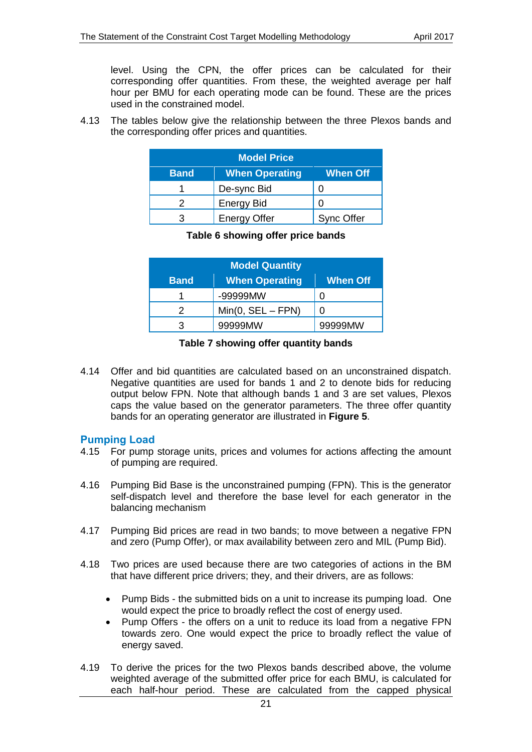level. Using the CPN, the offer prices can be calculated for their corresponding offer quantities. From these, the weighted average per half hour per BMU for each operating mode can be found. These are the prices used in the constrained model.

4.13 The tables below give the relationship between the three Plexos bands and the corresponding offer prices and quantities.

| Model Price | | |
|---|---|---|
| **Band** | **When Operating** | **When Off** |
| 1 | De-sync Bid | 0 |
| 2 | Energy Bid | 0 |
| 3 | Energy Offer | Sync Offer |

**Table 6 showing offer price bands**

| Model Quantity | | |
|---|---|---|
| **Band** | **When Operating** | **When Off** |
| 1 | -99999MW | 0 |
| 2 | Min(0, SEL – FPN) | 0 |
| 3 | 99999MW | 99999MW |

**Table 7 showing offer quantity bands**

4.14 Offer and bid quantities are calculated based on an unconstrained dispatch. Negative quantities are used for bands 1 and 2 to denote bids for reducing output below FPN. Note that although bands 1 and 3 are set values, Plexos caps the value based on the generator parameters. The three offer quantity bands for an operating generator are illustrated in **Figure 5**.

## Pumping Load

4.15 For pump storage units, prices and volumes for actions affecting the amount of pumping are required.

4.16 Pumping Bid Base is the unconstrained pumping (FPN). This is the generator self-dispatch level and therefore the base level for each generator in the balancing mechanism

4.17 Pumping Bid prices are read in two bands; to move between a negative FPN and zero (Pump Offer), or max availability between zero and MIL (Pump Bid).

4.18 Two prices are used because there are two categories of actions in the BM that have different price drivers; they, and their drivers, are as follows:

- Pump Bids - the submitted bids on a unit to increase its pumping load. One would expect the price to broadly reflect the cost of energy used.
- Pump Offers - the offers on a unit to reduce its load from a negative FPN towards zero. One would expect the price to broadly reflect the value of energy saved.

4.19 To derive the prices for the two Plexos bands described above, the volume weighted average of the submitted offer price for each BMU, is calculated for each half-hour period. These are calculated from the capped physical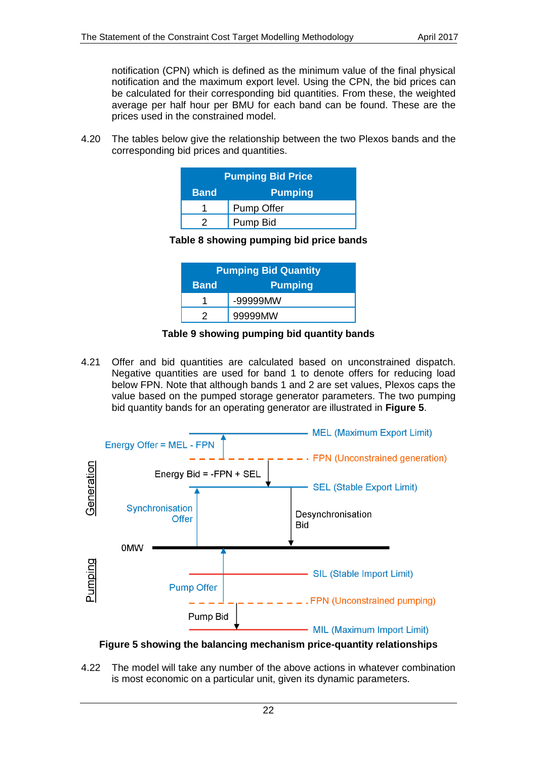notification (CPN) which is defined as the minimum value of the final physical notification and the maximum export level. Using the CPN, the bid prices can be calculated for their corresponding bid quantities. From these, the weighted average per half hour per BMU for each band can be found. These are the prices used in the constrained model.

4.20 The tables below give the relationship between the two Plexos bands and the corresponding bid prices and quantities.

| Pumping Bid Price | |
|---|---|
| **Band** | **Pumping** |
| 1 | Pump Offer |
| 2 | Pump Bid |

**Table 8 showing pumping bid price bands**

| Pumping Bid Quantity | |
|---|---|
| **Band** | **Pumping** |
| 1 | -99999MW |
| 2 | 99999MW |

**Table 9 showing pumping bid quantity bands**

4.21 Offer and bid quantities are calculated based on unconstrained dispatch. Negative quantities are used for band 1 to denote offers for reducing load below FPN. Note that although bands 1 and 2 are set values, Plexos caps the value based on the pumped storage generator parameters. The two pumping bid quantity bands for an operating generator are illustrated in **Figure 5**.

**Figure 5 showing the balancing mechanism price-quantity relationships**

4.22 The model will take any number of the above actions in whatever combination is most economic on a particular unit, given its dynamic parameters.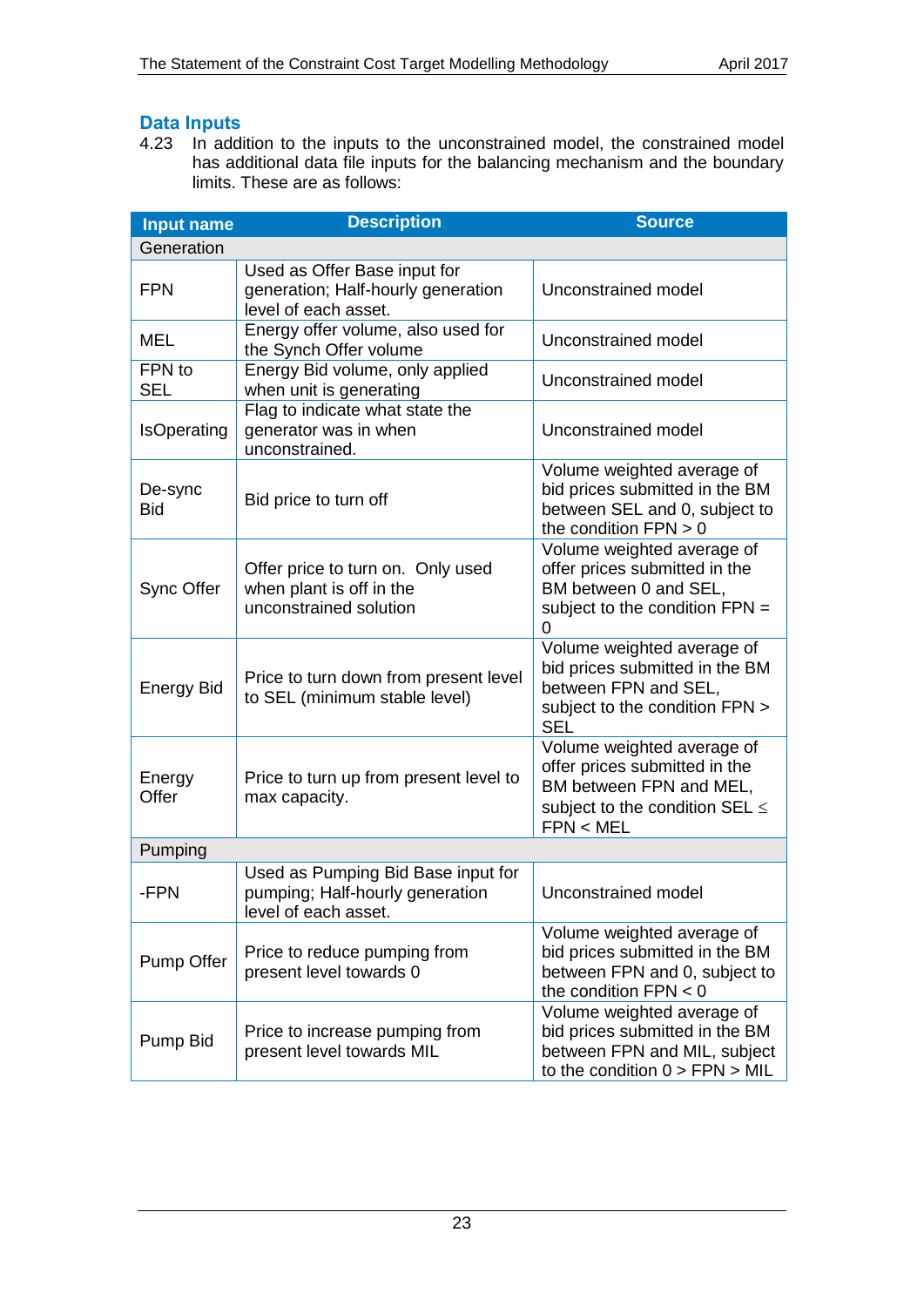### Data Inputs

4.23 In addition to the inputs to the unconstrained model, the constrained model has additional data file inputs for the balancing mechanism and the boundary limits. These are as follows:

| Input name | Description | Source |
|---|---|---|
| **Generation** | | |
| FPN | Used as Offer Base input for generation; Half-hourly generation level of each asset. | Unconstrained model |
| MEL | Energy offer volume, also used for the Synch Offer volume | Unconstrained model |
| FPN to SEL | Energy Bid volume, only applied when unit is generating | Unconstrained model |
| IsOperating | Flag to indicate what state the generator was in when unconstrained. | Unconstrained model |
| De-sync Bid | Bid price to turn off | Volume weighted average of bid prices submitted in the BM between SEL and 0, subject to the condition FPN > 0 |
| Sync Offer | Offer price to turn on. Only used when plant is off in the unconstrained solution | Volume weighted average of offer prices submitted in the BM between 0 and SEL, subject to the condition FPN = 0 |
| Energy Bid | Price to turn down from present level to SEL (minimum stable level) | Volume weighted average of bid prices submitted in the BM between FPN and SEL, subject to the condition FPN > SEL |
| Energy Offer | Price to turn up from present level to max capacity. | Volume weighted average of offer prices submitted in the BM between FPN and MEL, subject to the condition SEL ≤ FPN < MEL |
| **Pumping** | | |
| -FPN | Used as Pumping Bid Base input for pumping; Half-hourly generation level of each asset. | Unconstrained model |
| Pump Offer | Price to reduce pumping from present level towards 0 | Volume weighted average of bid prices submitted in the BM between FPN and 0, subject to the condition FPN < 0 |
| Pump Bid | Price to increase pumping from present level towards MIL | Volume weighted average of bid prices submitted in the BM between FPN and MIL, subject to the condition 0 > FPN > MIL |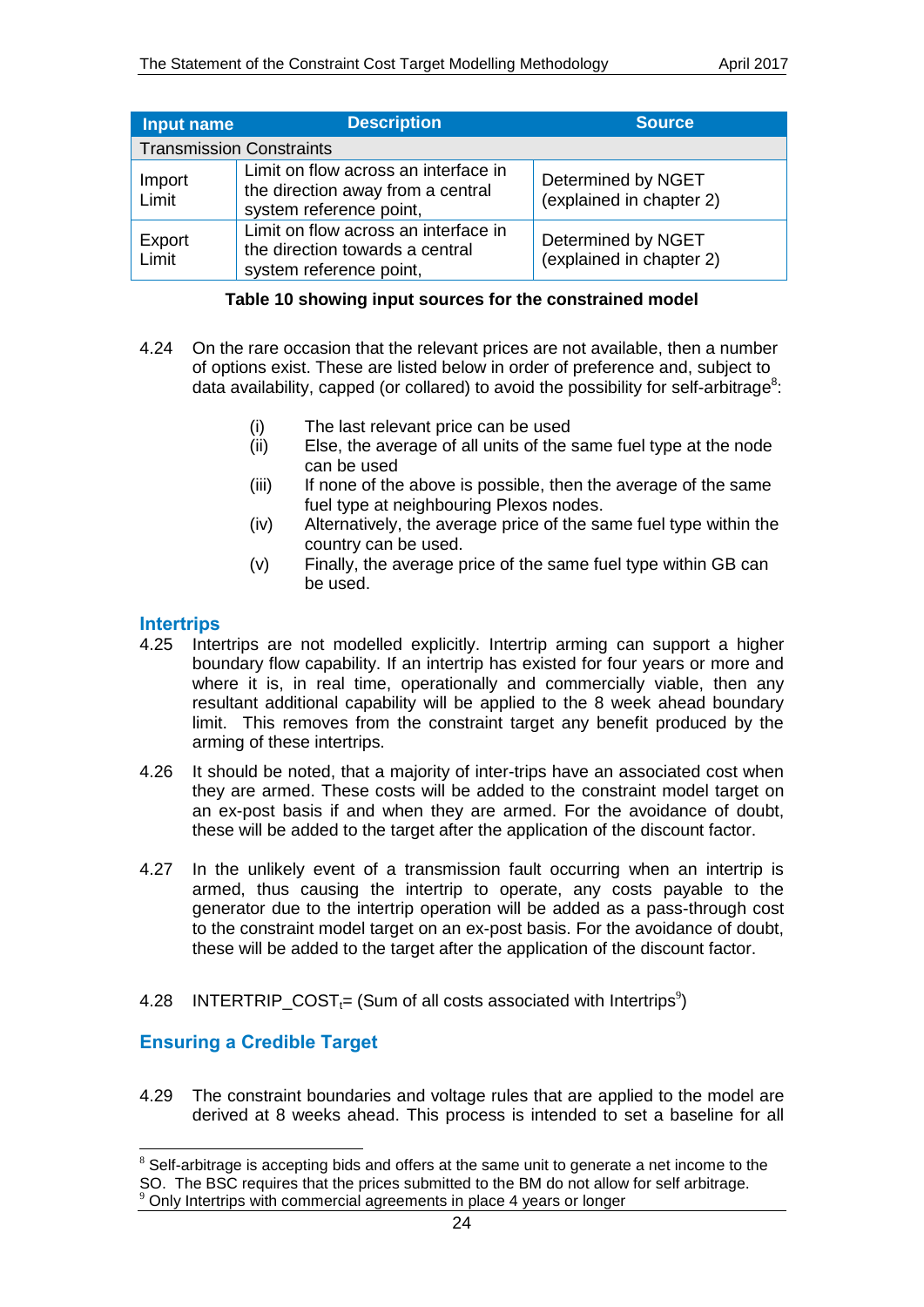| Input name | Description | Source |
| --- | --- | --- |
| Transmission Constraints | | |
| Import Limit | Limit on flow across an interface in the direction away from a central system reference point, | Determined by NGET (explained in chapter 2) |
| Export Limit | Limit on flow across an interface in the direction towards a central system reference point, | Determined by NGET (explained in chapter 2) |

**Table 10 showing input sources for the constrained model**

4.24 On the rare occasion that the relevant prices are not available, then a number of options exist. These are listed below in order of preference and, subject to data availability, capped (or collared) to avoid the possibility for self-arbitrage[8]:

(i) The last relevant price can be used
(ii) Else, the average of all units of the same fuel type at the node can be used
(iii) If none of the above is possible, then the average of the same fuel type at neighbouring Plexos nodes.
(iv) Alternatively, the average price of the same fuel type within the country can be used.
(v) Finally, the average price of the same fuel type within GB can be used.

## Intertrips

4.25 Intertrips are not modelled explicitly. Intertrip arming can support a higher boundary flow capability. If an intertrip has existed for four years or more and where it is, in real time, operationally and commercially viable, then any resultant additional capability will be applied to the 8 week ahead boundary limit. This removes from the constraint target any benefit produced by the arming of these intertrips.

4.26 It should be noted, that a majority of inter-trips have an associated cost when they are armed. These costs will be added to the constraint model target on an ex-post basis if and when they are armed. For the avoidance of doubt, these will be added to the target after the application of the discount factor.

4.27 In the unlikely event of a transmission fault occurring when an intertrip is armed, thus causing the intertrip to operate, any costs payable to the generator due to the intertrip operation will be added as a pass-through cost to the constraint model target on an ex-post basis. For the avoidance of doubt, these will be added to the target after the application of the discount factor.

4.28 $INTERTRIP\_COST_t$= (Sum of all costs associated with Intertrips[9])

## Ensuring a Credible Target

4.29 The constraint boundaries and voltage rules that are applied to the model are derived at 8 weeks ahead. This process is intended to set a baseline for all

[8] Self-arbitrage is accepting bids and offers at the same unit to generate a net income to the SO. The BSC requires that the prices submitted to the BM do not allow for self arbitrage.
[9] Only Intertrips with commercial agreements in place 4 years or longer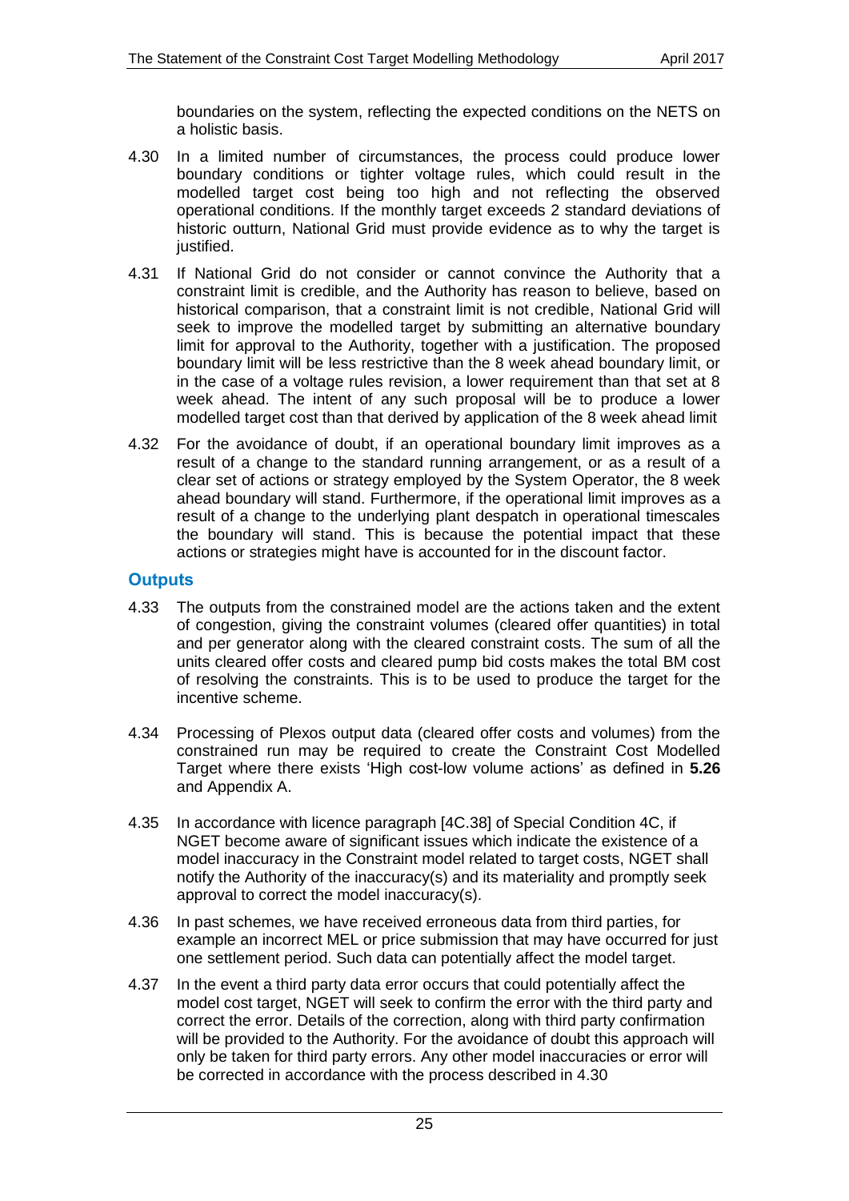boundaries on the system, reflecting the expected conditions on the NETS on a holistic basis.

4.30 In a limited number of circumstances, the process could produce lower boundary conditions or tighter voltage rules, which could result in the modelled target cost being too high and not reflecting the observed operational conditions. If the monthly target exceeds 2 standard deviations of historic outturn, National Grid must provide evidence as to why the target is justified.

4.31 If National Grid do not consider or cannot convince the Authority that a constraint limit is credible, and the Authority has reason to believe, based on historical comparison, that a constraint limit is not credible, National Grid will seek to improve the modelled target by submitting an alternative boundary limit for approval to the Authority, together with a justification. The proposed boundary limit will be less restrictive than the 8 week ahead boundary limit, or in the case of a voltage rules revision, a lower requirement than that set at 8 week ahead. The intent of any such proposal will be to produce a lower modelled target cost than that derived by application of the 8 week ahead limit

4.32 For the avoidance of doubt, if an operational boundary limit improves as a result of a change to the standard running arrangement, or as a result of a clear set of actions or strategy employed by the System Operator, the 8 week ahead boundary will stand. Furthermore, if the operational limit improves as a result of a change to the underlying plant despatch in operational timescales the boundary will stand. This is because the potential impact that these actions or strategies might have is accounted for in the discount factor.

## Outputs

4.33 The outputs from the constrained model are the actions taken and the extent of congestion, giving the constraint volumes (cleared offer quantities) in total and per generator along with the cleared constraint costs. The sum of all the units cleared offer costs and cleared pump bid costs makes the total BM cost of resolving the constraints. This is to be used to produce the target for the incentive scheme.

4.34 Processing of Plexos output data (cleared offer costs and volumes) from the constrained run may be required to create the Constraint Cost Modelled Target where there exists 'High cost-low volume actions' as defined in **5.26** and Appendix A.

4.35 In accordance with licence paragraph [4C.38] of Special Condition 4C, if NGET become aware of significant issues which indicate the existence of a model inaccuracy in the Constraint model related to target costs, NGET shall notify the Authority of the inaccuracy(s) and its materiality and promptly seek approval to correct the model inaccuracy(s).

4.36 In past schemes, we have received erroneous data from third parties, for example an incorrect MEL or price submission that may have occurred for just one settlement period. Such data can potentially affect the model target.

4.37 In the event a third party data error occurs that could potentially affect the model cost target, NGET will seek to confirm the error with the third party and correct the error. Details of the correction, along with third party confirmation will be provided to the Authority. For the avoidance of doubt this approach will only be taken for third party errors. Any other model inaccuracies or error will be corrected in accordance with the process described in 4.30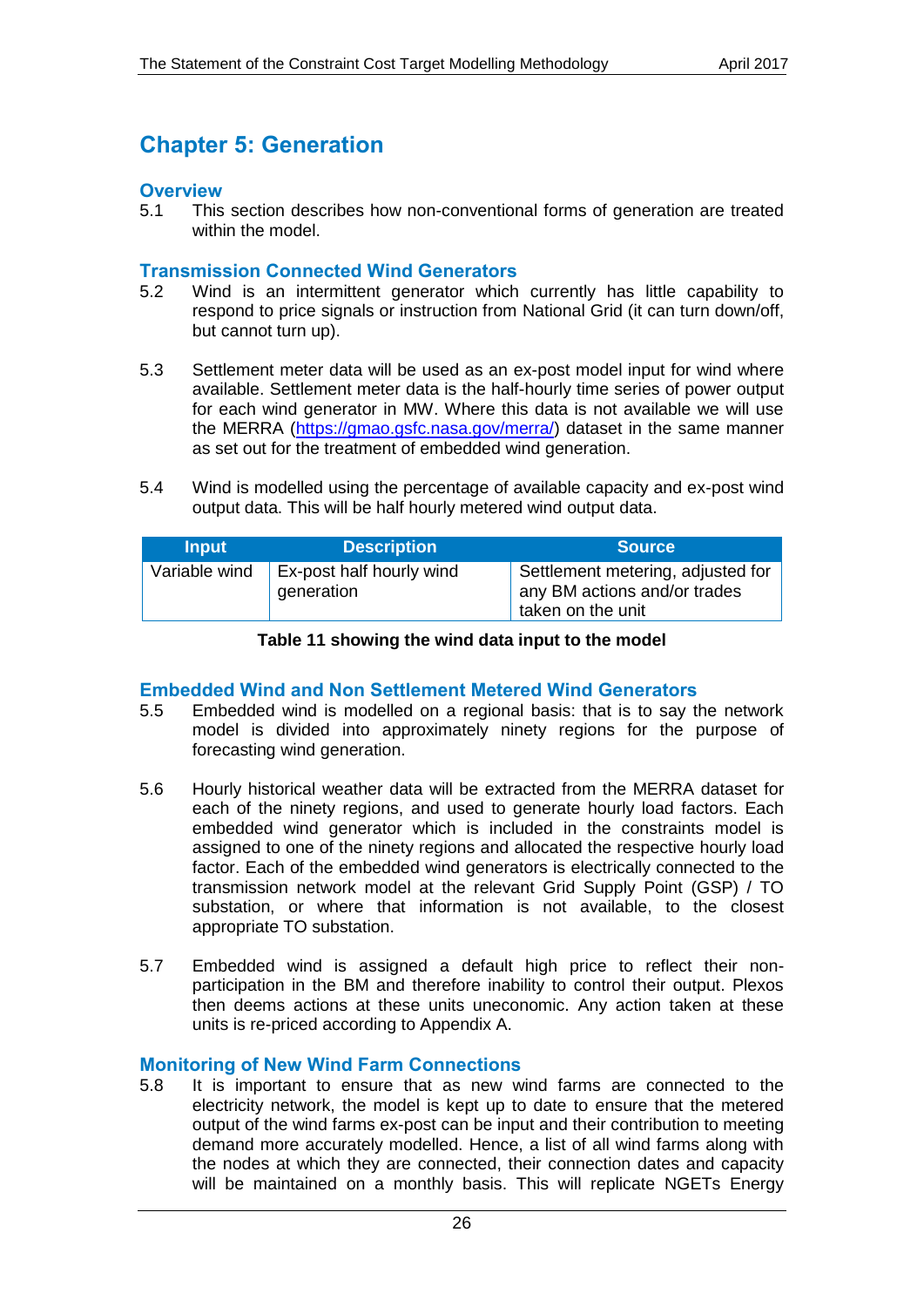# Chapter 5: Generation

## Overview

5.1 This section describes how non-conventional forms of generation are treated within the model.

## Transmission Connected Wind Generators

5.2 Wind is an intermittent generator which currently has little capability to respond to price signals or instruction from National Grid (it can turn down/off, but cannot turn up).

5.3 Settlement meter data will be used as an ex-post model input for wind where available. Settlement meter data is the half-hourly time series of power output for each wind generator in MW. Where this data is not available we will use the MERRA (https://gmao.gsfc.nasa.gov/merra/) dataset in the same manner as set out for the treatment of embedded wind generation.

5.4 Wind is modelled using the percentage of available capacity and ex-post wind output data. This will be half hourly metered wind output data.

| Input | Description | Source |
|---|---|---|
| Variable wind | Ex-post half hourly wind generation | Settlement metering, adjusted for any BM actions and/or trades taken on the unit |

**Table 11 showing the wind data input to the model**

## Embedded Wind and Non Settlement Metered Wind Generators

5.5 Embedded wind is modelled on a regional basis: that is to say the network model is divided into approximately ninety regions for the purpose of forecasting wind generation.

5.6 Hourly historical weather data will be extracted from the MERRA dataset for each of the ninety regions, and used to generate hourly load factors. Each embedded wind generator which is included in the constraints model is assigned to one of the ninety regions and allocated the respective hourly load factor. Each of the embedded wind generators is electrically connected to the transmission network model at the relevant Grid Supply Point (GSP) / TO substation, or where that information is not available, to the closest appropriate TO substation.

5.7 Embedded wind is assigned a default high price to reflect their non-participation in the BM and therefore inability to control their output. Plexos then deems actions at these units uneconomic. Any action taken at these units is re-priced according to Appendix A.

## Monitoring of New Wind Farm Connections

5.8 It is important to ensure that as new wind farms are connected to the electricity network, the model is kept up to date to ensure that the metered output of the wind farms ex-post can be input and their contribution to meeting demand more accurately modelled. Hence, a list of all wind farms along with the nodes at which they are connected, their connection dates and capacity will be maintained on a monthly basis. This will replicate NGETs Energy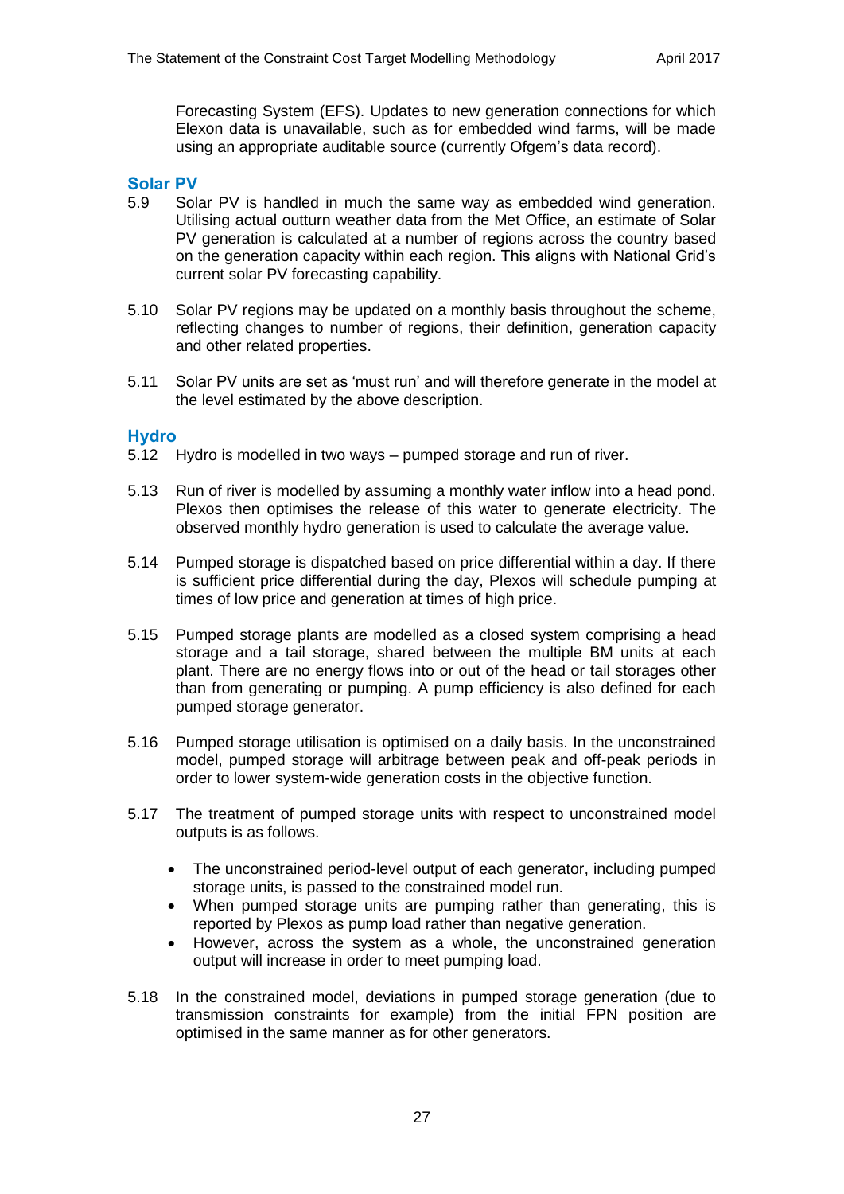Forecasting System (EFS). Updates to new generation connections for which Elexon data is unavailable, such as for embedded wind farms, will be made using an appropriate auditable source (currently Ofgem's data record).

### Solar PV

5.9 Solar PV is handled in much the same way as embedded wind generation. Utilising actual outturn weather data from the Met Office, an estimate of Solar PV generation is calculated at a number of regions across the country based on the generation capacity within each region. This aligns with National Grid's current solar PV forecasting capability.

5.10 Solar PV regions may be updated on a monthly basis throughout the scheme, reflecting changes to number of regions, their definition, generation capacity and other related properties.

5.11 Solar PV units are set as 'must run' and will therefore generate in the model at the level estimated by the above description.

### Hydro

5.12 Hydro is modelled in two ways – pumped storage and run of river.

5.13 Run of river is modelled by assuming a monthly water inflow into a head pond. Plexos then optimises the release of this water to generate electricity. The observed monthly hydro generation is used to calculate the average value.

5.14 Pumped storage is dispatched based on price differential within a day. If there is sufficient price differential during the day, Plexos will schedule pumping at times of low price and generation at times of high price.

5.15 Pumped storage plants are modelled as a closed system comprising a head storage and a tail storage, shared between the multiple BM units at each plant. There are no energy flows into or out of the head or tail storages other than from generating or pumping. A pump efficiency is also defined for each pumped storage generator.

5.16 Pumped storage utilisation is optimised on a daily basis. In the unconstrained model, pumped storage will arbitrage between peak and off-peak periods in order to lower system-wide generation costs in the objective function.

5.17 The treatment of pumped storage units with respect to unconstrained model outputs is as follows.

- The unconstrained period-level output of each generator, including pumped storage units, is passed to the constrained model run.
- When pumped storage units are pumping rather than generating, this is reported by Plexos as pump load rather than negative generation.
- However, across the system as a whole, the unconstrained generation output will increase in order to meet pumping load.

5.18 In the constrained model, deviations in pumped storage generation (due to transmission constraints for example) from the initial FPN position are optimised in the same manner as for other generators.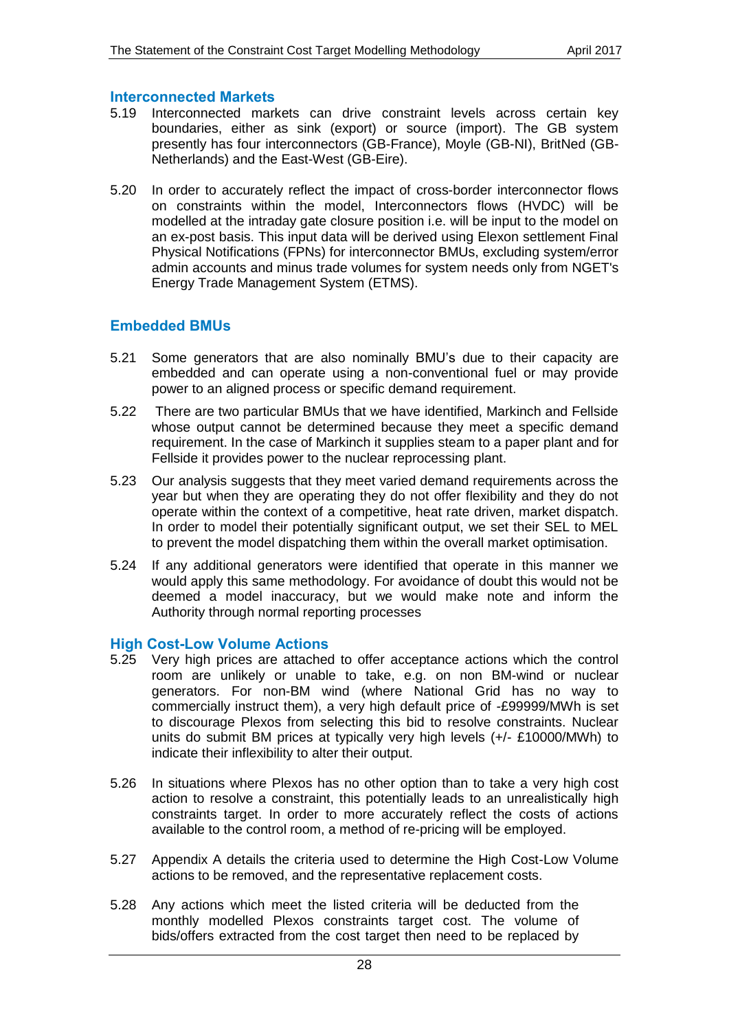## Interconnected Markets

5.19 Interconnected markets can drive constraint levels across certain key boundaries, either as sink (export) or source (import). The GB system presently has four interconnectors (GB-France), Moyle (GB-NI), BritNed (GB-Netherlands) and the East-West (GB-Eire).

5.20 In order to accurately reflect the impact of cross-border interconnector flows on constraints within the model, Interconnectors flows (HVDC) will be modelled at the intraday gate closure position i.e. will be input to the model on an ex-post basis. This input data will be derived using Elexon settlement Final Physical Notifications (FPNs) for interconnector BMUs, excluding system/error admin accounts and minus trade volumes for system needs only from NGET's Energy Trade Management System (ETMS).

## Embedded BMUs

5.21 Some generators that are also nominally BMU's due to their capacity are embedded and can operate using a non-conventional fuel or may provide power to an aligned process or specific demand requirement.

5.22 There are two particular BMUs that we have identified, Markinch and Fellside whose output cannot be determined because they meet a specific demand requirement. In the case of Markinch it supplies steam to a paper plant and for Fellside it provides power to the nuclear reprocessing plant.

5.23 Our analysis suggests that they meet varied demand requirements across the year but when they are operating they do not offer flexibility and they do not operate within the context of a competitive, heat rate driven, market dispatch. In order to model their potentially significant output, we set their SEL to MEL to prevent the model dispatching them within the overall market optimisation.

5.24 If any additional generators were identified that operate in this manner we would apply this same methodology. For avoidance of doubt this would not be deemed a model inaccuracy, but we would make note and inform the Authority through normal reporting processes

## High Cost-Low Volume Actions

5.25 Very high prices are attached to offer acceptance actions which the control room are unlikely or unable to take, e.g. on non BM-wind or nuclear generators. For non-BM wind (where National Grid has no way to commercially instruct them), a very high default price of -£99999/MWh is set to discourage Plexos from selecting this bid to resolve constraints. Nuclear units do submit BM prices at typically very high levels (+/- £10000/MWh) to indicate their inflexibility to alter their output.

5.26 In situations where Plexos has no other option than to take a very high cost action to resolve a constraint, this potentially leads to an unrealistically high constraints target. In order to more accurately reflect the costs of actions available to the control room, a method of re-pricing will be employed.

5.27 Appendix A details the criteria used to determine the High Cost-Low Volume actions to be removed, and the representative replacement costs.

5.28 Any actions which meet the listed criteria will be deducted from the monthly modelled Plexos constraints target cost. The volume of bids/offers extracted from the cost target then need to be replaced by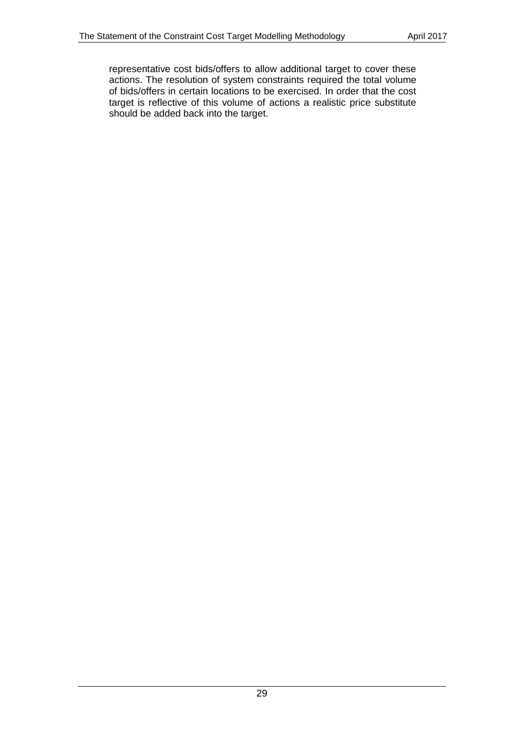representative cost bids/offers to allow additional target to cover these actions. The resolution of system constraints required the total volume of bids/offers in certain locations to be exercised. In order that the cost target is reflective of this volume of actions a realistic price substitute should be added back into the target.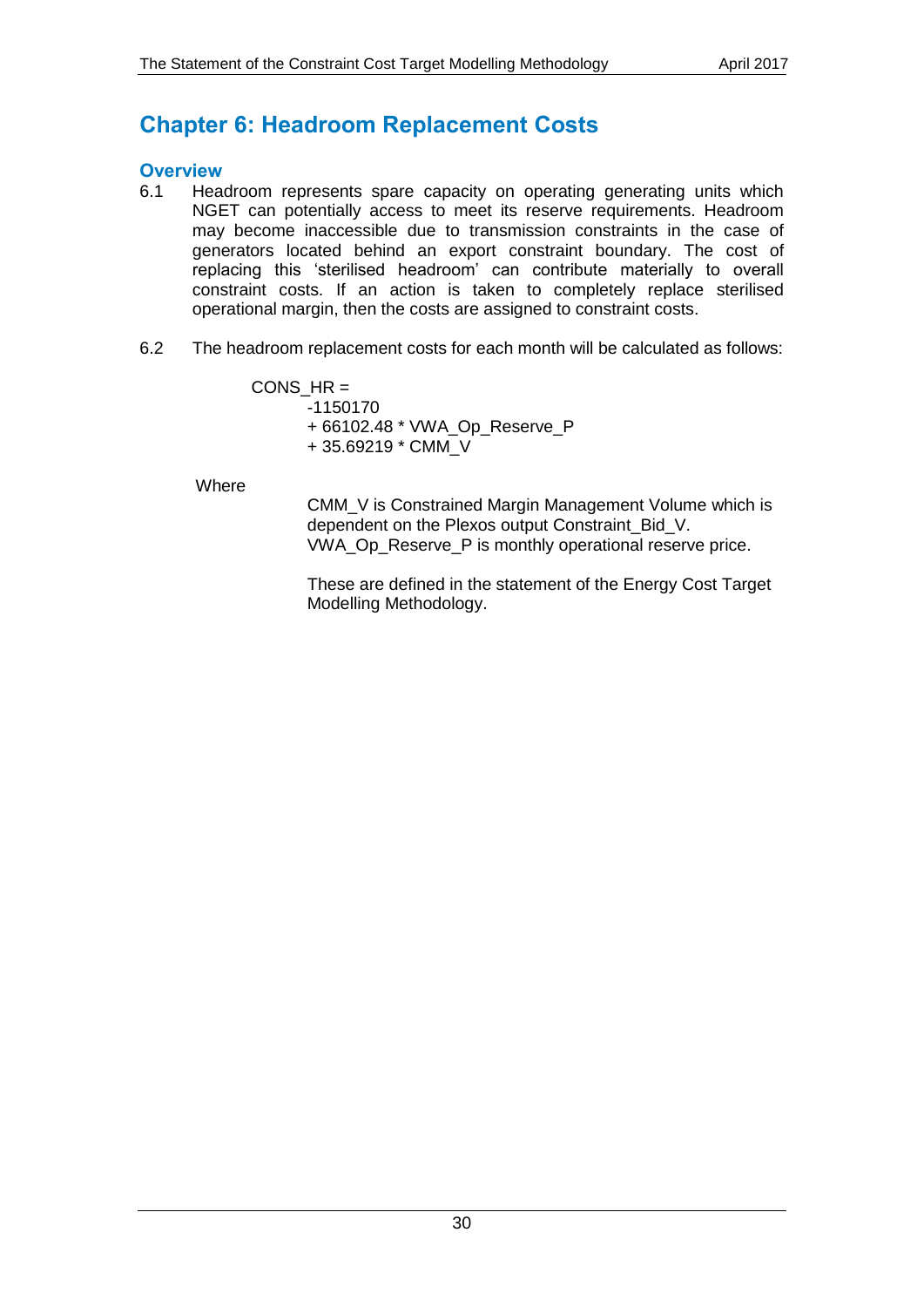# Chapter 6: Headroom Replacement Costs

## Overview

6.1 Headroom represents spare capacity on operating generating units which NGET can potentially access to meet its reserve requirements. Headroom may become inaccessible due to transmission constraints in the case of generators located behind an export constraint boundary. The cost of replacing this 'sterilised headroom' can contribute materially to overall constraint costs. If an action is taken to completely replace sterilised operational margin, then the costs are assigned to constraint costs.

6.2 The headroom replacement costs for each month will be calculated as follows:

```
CONS_HR =
    -1150170
    + 66102.48 * VWA_Op_Reserve_P
    + 35.69219 * CMM_V
```

Where

CMM_V is Constrained Margin Management Volume which is dependent on the Plexos output Constraint_Bid_V.
VWA_Op_Reserve_P is monthly operational reserve price.

These are defined in the statement of the Energy Cost Target Modelling Methodology.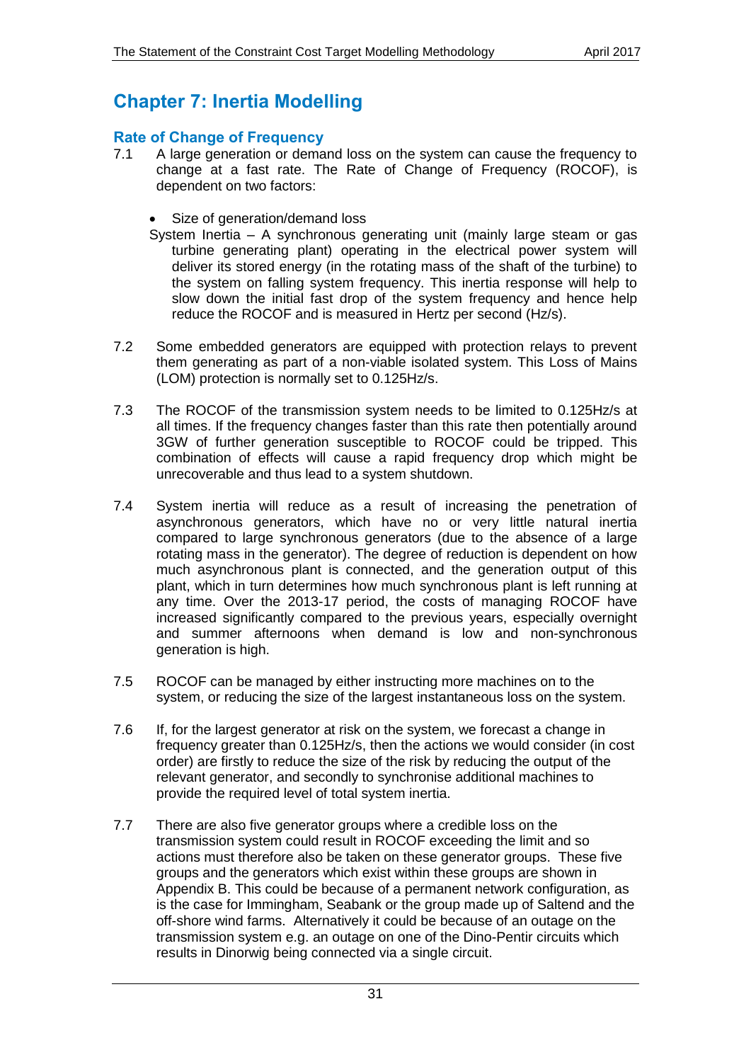# Chapter 7: Inertia Modelling

## Rate of Change of Frequency

7.1 A large generation or demand loss on the system can cause the frequency to change at a fast rate. The Rate of Change of Frequency (ROCOF), is dependent on two factors:

- Size of generation/demand loss
- System Inertia – A synchronous generating unit (mainly large steam or gas turbine generating plant) operating in the electrical power system will deliver its stored energy (in the rotating mass of the shaft of the turbine) to the system on falling system frequency. This inertia response will help to slow down the initial fast drop of the system frequency and hence help reduce the ROCOF and is measured in Hertz per second (Hz/s).

7.2 Some embedded generators are equipped with protection relays to prevent them generating as part of a non-viable isolated system. This Loss of Mains (LOM) protection is normally set to 0.125Hz/s.

7.3 The ROCOF of the transmission system needs to be limited to 0.125Hz/s at all times. If the frequency changes faster than this rate then potentially around 3GW of further generation susceptible to ROCOF could be tripped. This combination of effects will cause a rapid frequency drop which might be unrecoverable and thus lead to a system shutdown.

7.4 System inertia will reduce as a result of increasing the penetration of asynchronous generators, which have no or very little natural inertia compared to large synchronous generators (due to the absence of a large rotating mass in the generator). The degree of reduction is dependent on how much asynchronous plant is connected, and the generation output of this plant, which in turn determines how much synchronous plant is left running at any time. Over the 2013-17 period, the costs of managing ROCOF have increased significantly compared to the previous years, especially overnight and summer afternoons when demand is low and non-synchronous generation is high.

7.5 ROCOF can be managed by either instructing more machines on to the system, or reducing the size of the largest instantaneous loss on the system.

7.6 If, for the largest generator at risk on the system, we forecast a change in frequency greater than 0.125Hz/s, then the actions we would consider (in cost order) are firstly to reduce the size of the risk by reducing the output of the relevant generator, and secondly to synchronise additional machines to provide the required level of total system inertia.

7.7 There are also five generator groups where a credible loss on the transmission system could result in ROCOF exceeding the limit and so actions must therefore also be taken on these generator groups. These five groups and the generators which exist within these groups are shown in Appendix B. This could be because of a permanent network configuration, as is the case for Immingham, Seabank or the group made up of Saltend and the off-shore wind farms. Alternatively it could be because of an outage on the transmission system e.g. an outage on one of the Dino-Pentir circuits which results in Dinorwig being connected via a single circuit.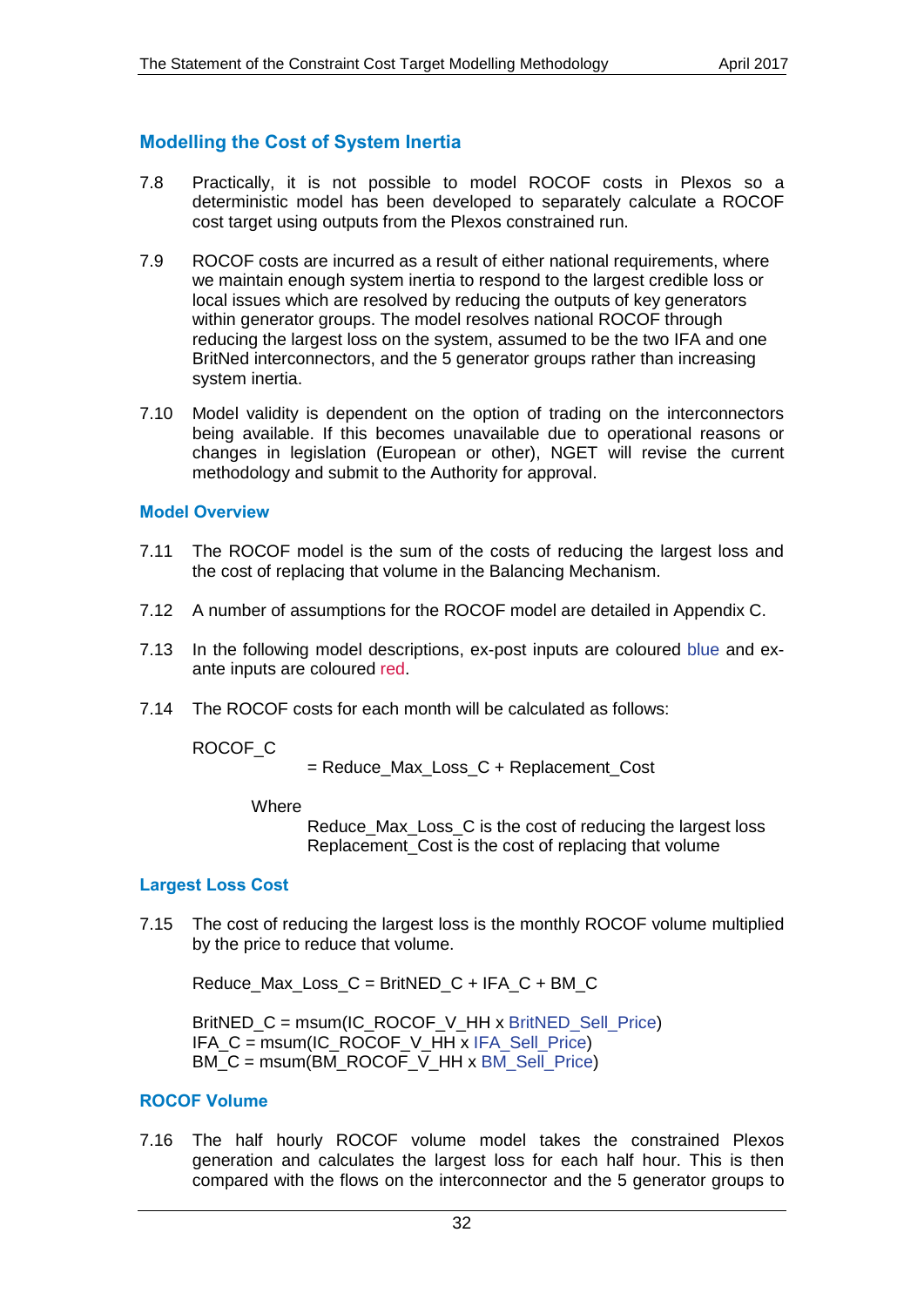## Modelling the Cost of System Inertia

7.8 Practically, it is not possible to model ROCOF costs in Plexos so a deterministic model has been developed to separately calculate a ROCOF cost target using outputs from the Plexos constrained run.

7.9 ROCOF costs are incurred as a result of either national requirements, where we maintain enough system inertia to respond to the largest credible loss or local issues which are resolved by reducing the outputs of key generators within generator groups. The model resolves national ROCOF through reducing the largest loss on the system, assumed to be the two IFA and one BritNed interconnectors, and the 5 generator groups rather than increasing system inertia.

7.10 Model validity is dependent on the option of trading on the interconnectors being available. If this becomes unavailable due to operational reasons or changes in legislation (European or other), NGET will revise the current methodology and submit to the Authority for approval.

### Model Overview

7.11 The ROCOF model is the sum of the costs of reducing the largest loss and the cost of replacing that volume in the Balancing Mechanism.

7.12 A number of assumptions for the ROCOF model are detailed in Appendix C.

7.13 In the following model descriptions, ex-post inputs are coloured blue and ex-ante inputs are coloured red.

7.14 The ROCOF costs for each month will be calculated as follows:

ROCOF_C
= Reduce_Max_Loss_C + Replacement_Cost

Where
Reduce_Max_Loss_C is the cost of reducing the largest loss
Replacement_Cost is the cost of replacing that volume

### Largest Loss Cost

7.15 The cost of reducing the largest loss is the monthly ROCOF volume multiplied by the price to reduce that volume.

Reduce_Max_Loss_C = BritNED_C + IFA_C + BM_C

BritNED_C = msum(IC_ROCOF_V_HH x BritNED_Sell_Price)
IFA_C = msum(IC_ROCOF_V_HH x IFA_Sell_Price)
BM_C = msum(BM_ROCOF_V_HH x BM_Sell_Price)

### ROCOF Volume

7.16 The half hourly ROCOF volume model takes the constrained Plexos generation and calculates the largest loss for each half hour. This is then compared with the flows on the interconnector and the 5 generator groups to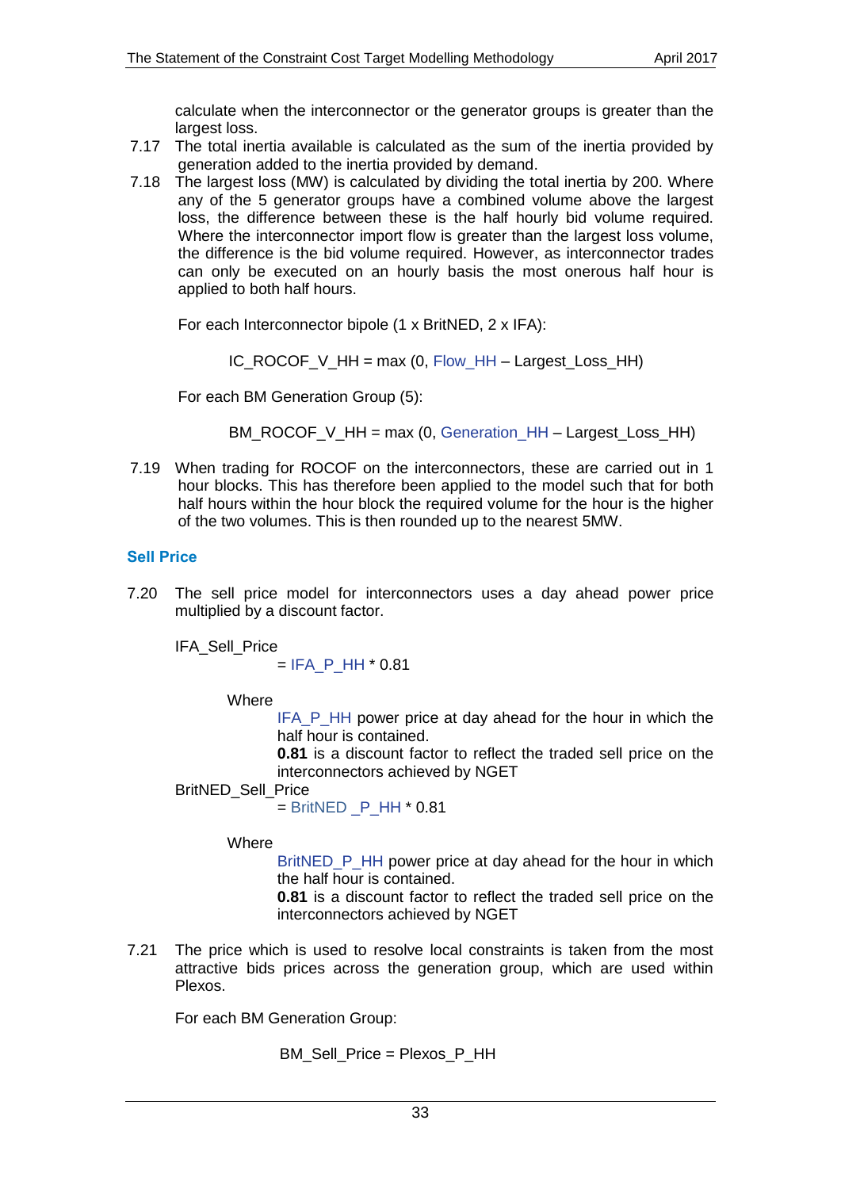calculate when the interconnector or the generator groups is greater than the largest loss.

7.17 The total inertia available is calculated as the sum of the inertia provided by generation added to the inertia provided by demand.

7.18 The largest loss (MW) is calculated by dividing the total inertia by 200. Where any of the 5 generator groups have a combined volume above the largest loss, the difference between these is the half hourly bid volume required. Where the interconnector import flow is greater than the largest loss volume, the difference is the bid volume required. However, as interconnector trades can only be executed on an hourly basis the most onerous half hour is applied to both half hours.

For each Interconnector bipole (1 x BritNED, 2 x IFA):

IC_ROCOF_V_HH = max (0, Flow_HH – Largest_Loss_HH)

For each BM Generation Group (5):

BM_ROCOF_V_HH = max (0, Generation_HH – Largest_Loss_HH)

7.19 When trading for ROCOF on the interconnectors, these are carried out in 1 hour blocks. This has therefore been applied to the model such that for both half hours within the hour block the required volume for the hour is the higher of the two volumes. This is then rounded up to the nearest 5MW.

### Sell Price

7.20 The sell price model for interconnectors uses a day ahead power price multiplied by a discount factor.

IFA_Sell_Price
= IFA_P_HH * 0.81

Where
IFA_P_HH power price at day ahead for the hour in which the half hour is contained.
**0.81** is a discount factor to reflect the traded sell price on the interconnectors achieved by NGET

BritNED_Sell_Price
= BritNED _P_HH * 0.81

Where
BritNED_P_HH power price at day ahead for the hour in which the half hour is contained.
**0.81** is a discount factor to reflect the traded sell price on the interconnectors achieved by NGET

7.21 The price which is used to resolve local constraints is taken from the most attractive bids prices across the generation group, which are used within Plexos.

For each BM Generation Group:

BM_Sell_Price = Plexos_P_HH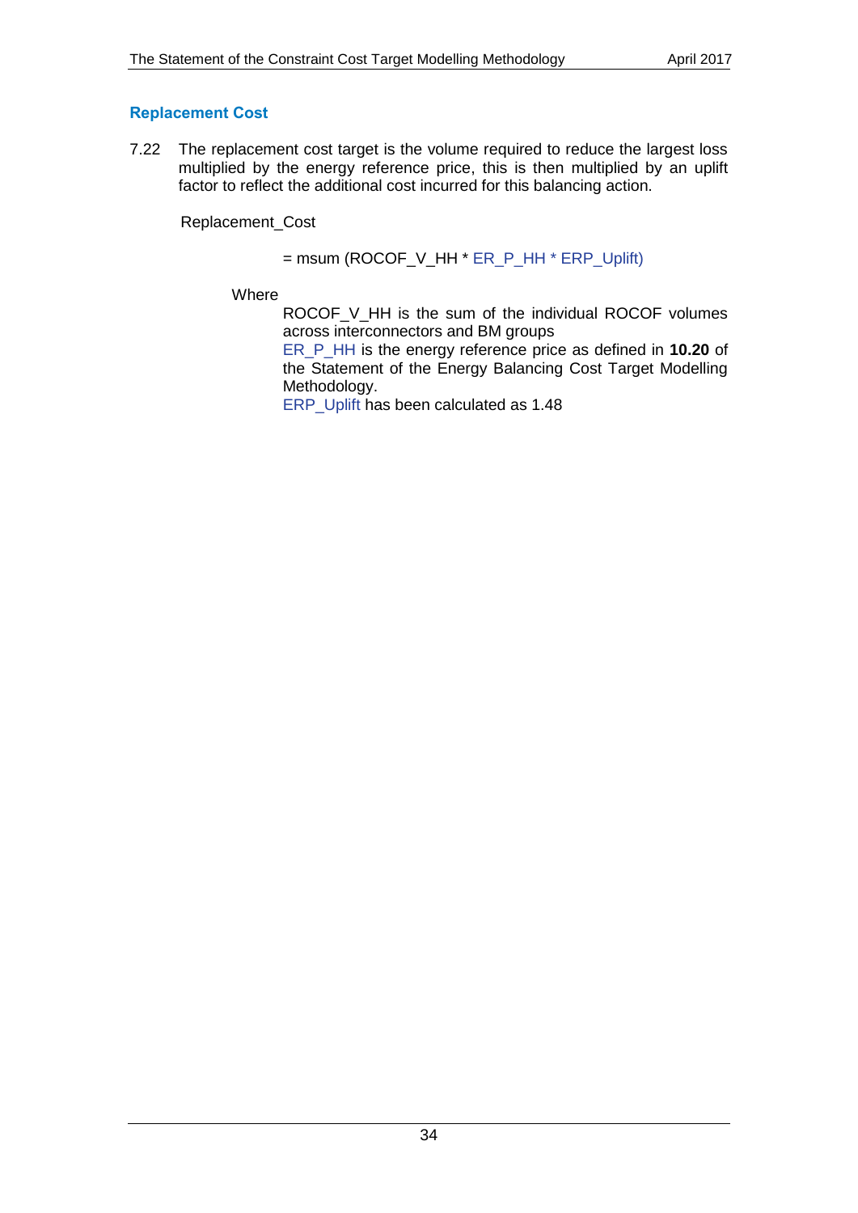### Replacement Cost

7.22 The replacement cost target is the volume required to reduce the largest loss multiplied by the energy reference price, this is then multiplied by an uplift factor to reflect the additional cost incurred for this balancing action.

Replacement_Cost

= msum (ROCOF_V_HH * ER_P_HH * ERP_Uplift)

Where

ROCOF_V_HH is the sum of the individual ROCOF volumes across interconnectors and BM groups

ER_P_HH is the energy reference price as defined in **10.20** of the Statement of the Energy Balancing Cost Target Modelling Methodology.

ERP_Uplift has been calculated as 1.48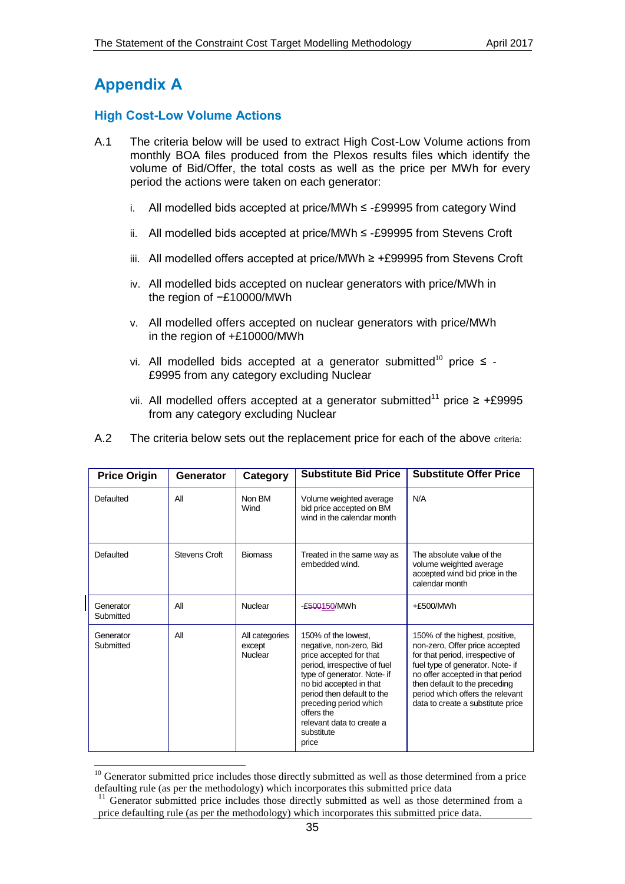# Appendix A

## High Cost-Low Volume Actions

A.1 The criteria below will be used to extract High Cost-Low Volume actions from monthly BOA files produced from the Plexos results files which identify the volume of Bid/Offer, the total costs as well as the price per MWh for every period the actions were taken on each generator:

i. All modelled bids accepted at price/MWh ≤ -£99995 from category Wind

ii. All modelled bids accepted at price/MWh ≤ -£99995 from Stevens Croft

iii. All modelled offers accepted at price/MWh ≥ +£99995 from Stevens Croft

iv. All modelled bids accepted on nuclear generators with price/MWh in the region of −£10000/MWh

v. All modelled offers accepted on nuclear generators with price/MWh in the region of +£10000/MWh

vi. All modelled bids accepted at a generator submitted[10] price ≤ -£9995 from any category excluding Nuclear

vii. All modelled offers accepted at a generator submitted[11] price ≥ +£9995 from any category excluding Nuclear

A.2 The criteria below sets out the replacement price for each of the above criteria:

| Price Origin | Generator | Category | Substitute Bid Price | Substitute Offer Price |
|---|---|---|---|---|
| Defaulted | All | Non BM Wind | Volume weighted average bid price accepted on BM wind in the calendar month | N/A |
| Defaulted | Stevens Croft | Biomass | Treated in the same way as embedded wind. | The absolute value of the volume weighted average accepted wind bid price in the calendar month |
| Generator Submitted | All | Nuclear | -£~~500~~150/MWh | +£500/MWh |
| Generator Submitted | All | All categories except Nuclear | 150% of the lowest, negative, non-zero, Bid price accepted for that period, irrespective of fuel type of generator. Note- if no bid accepted in that period then default to the preceding period which offers the relevant data to create a substitute price | 150% of the highest, positive, non-zero, Offer price accepted for that period, irrespective of fuel type of generator. Note- if no offer accepted in that period then default to the preceding period which offers the relevant data to create a substitute price |

[10] Generator submitted price includes those directly submitted as well as those determined from a price defaulting rule (as per the methodology) which incorporates this submitted price data

[11] Generator submitted price includes those directly submitted as well as those determined from a price defaulting rule (as per the methodology) which incorporates this submitted price data.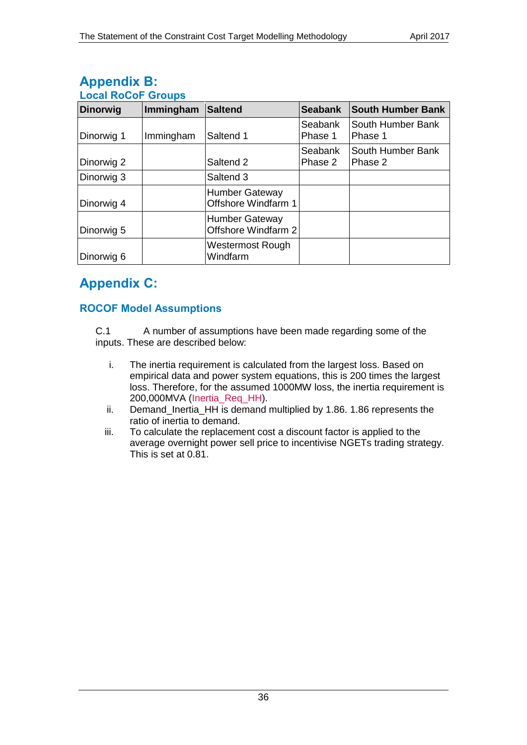# Appendix B:

## Local RoCoF Groups

| Dinorwig | Immingham | Saltend | Seabank | South Humber Bank |
|---|---|---|---|---|
| Dinorwig 1 | Immingham | Saltend 1 | Seabank Phase 1 | South Humber Bank Phase 1 |
| Dinorwig 2 | | Saltend 2 | Seabank Phase 2 | South Humber Bank Phase 2 |
| Dinorwig 3 | | Saltend 3 | | |
| Dinorwig 4 | | Humber Gateway Offshore Windfarm 1 | | |
| Dinorwig 5 | | Humber Gateway Offshore Windfarm 2 | | |
| Dinorwig 6 | | Westermost Rough Windfarm | | |

# Appendix C:

## ROCOF Model Assumptions

C.1 A number of assumptions have been made regarding some of the inputs. These are described below:

i. The inertia requirement is calculated from the largest loss. Based on empirical data and power system equations, this is 200 times the largest loss. Therefore, for the assumed 1000MW loss, the inertia requirement is 200,000MVA (Inertia_Req_HH).

ii. Demand_Inertia_HH is demand multiplied by 1.86. 1.86 represents the ratio of inertia to demand.

iii. To calculate the replacement cost a discount factor is applied to the average overnight power sell price to incentivise NGETs trading strategy. This is set at 0.81.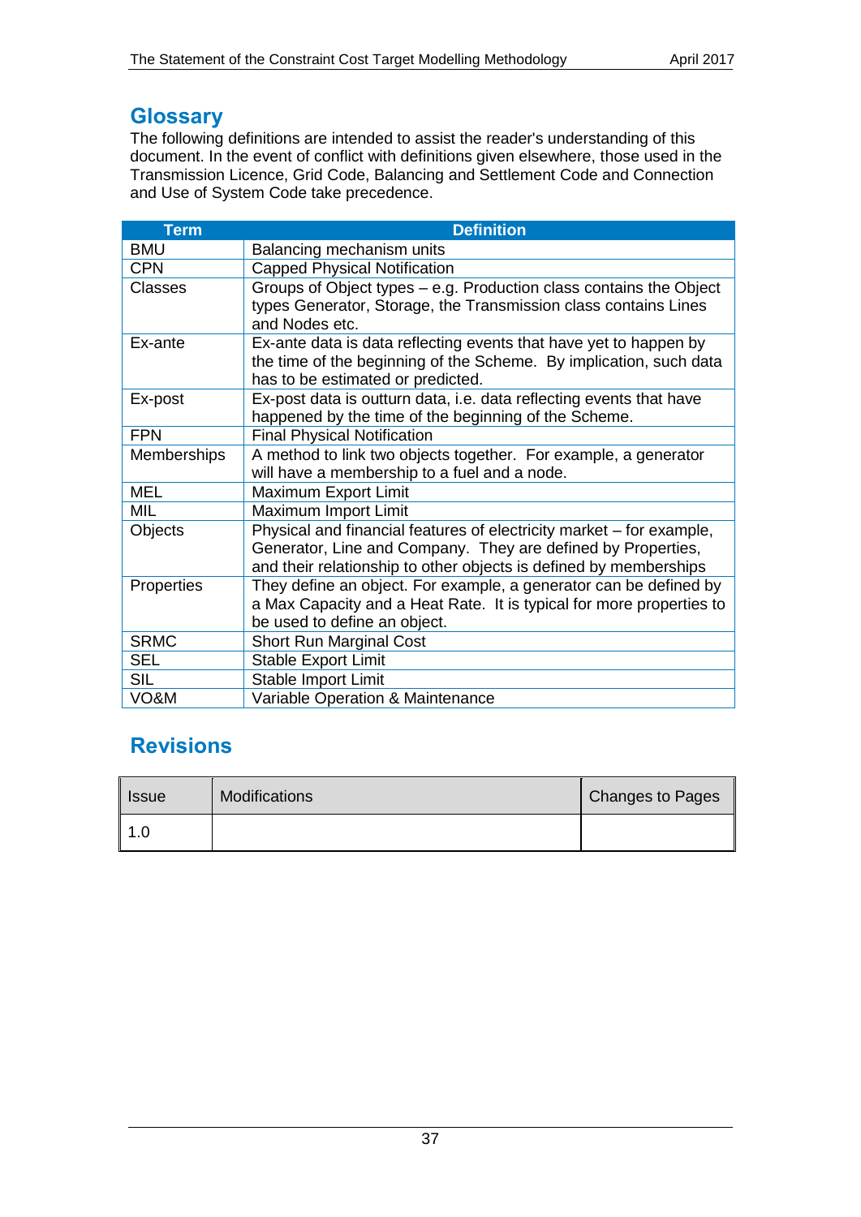## Glossary

The following definitions are intended to assist the reader's understanding of this document. In the event of conflict with definitions given elsewhere, those used in the Transmission Licence, Grid Code, Balancing and Settlement Code and Connection and Use of System Code take precedence.

| Term | Definition |
|---|---|
| BMU | Balancing mechanism units |
| CPN | Capped Physical Notification |
| Classes | Groups of Object types – e.g. Production class contains the Object types Generator, Storage, the Transmission class contains Lines and Nodes etc. |
| Ex-ante | Ex-ante data is data reflecting events that have yet to happen by the time of the beginning of the Scheme. By implication, such data has to be estimated or predicted. |
| Ex-post | Ex-post data is outturn data, i.e. data reflecting events that have happened by the time of the beginning of the Scheme. |
| FPN | Final Physical Notification |
| Memberships | A method to link two objects together. For example, a generator will have a membership to a fuel and a node. |
| MEL | Maximum Export Limit |
| MIL | Maximum Import Limit |
| Objects | Physical and financial features of electricity market – for example, Generator, Line and Company. They are defined by Properties, and their relationship to other objects is defined by memberships |
| Properties | They define an object. For example, a generator can be defined by a Max Capacity and a Heat Rate. It is typical for more properties to be used to define an object. |
| SRMC | Short Run Marginal Cost |
| SEL | Stable Export Limit |
| SIL | Stable Import Limit |
| VO&M | Variable Operation & Maintenance |

## Revisions

| Issue | Modifications | Changes to Pages |
|---|---|---|
| 1.0 | | |